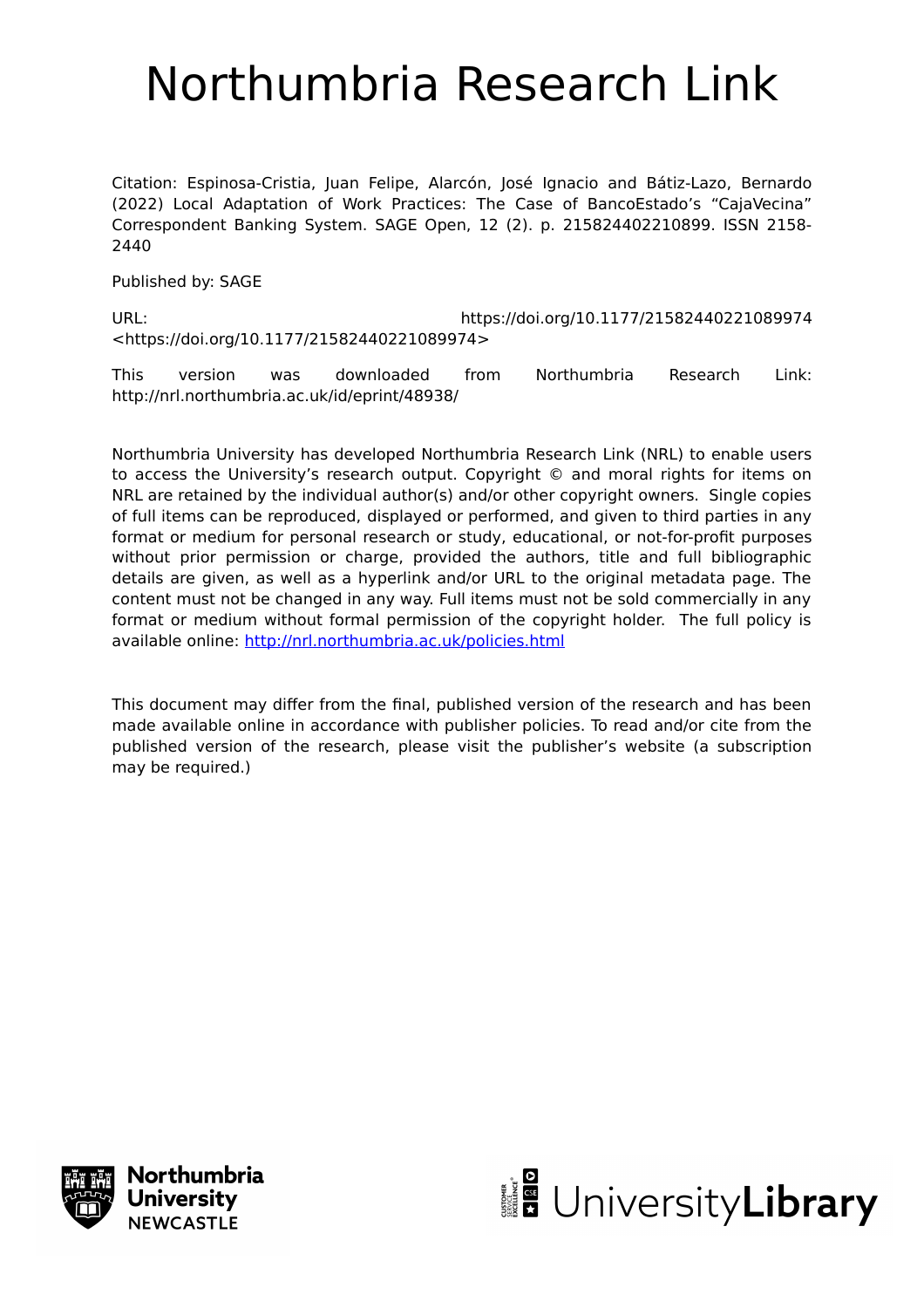# Northumbria Research Link

Citation: Espinosa-Cristia, Juan Felipe, Alarcón, José Ignacio and Bátiz-Lazo, Bernardo (2022) Local Adaptation of Work Practices: The Case of BancoEstado's "CajaVecina" Correspondent Banking System. SAGE Open, 12 (2). p. 215824402210899. ISSN 2158-2440

Published by: SAGE

URL: https://doi.org/10.1177/21582440221089974 <https://doi.org/10.1177/21582440221089974>

This version was downloaded from Northumbria Research Link: http://nrl.northumbria.ac.uk/id/eprint/48938/

Northumbria University has developed Northumbria Research Link (NRL) to enable users to access the University's research output. Copyright © and moral rights for items on NRL are retained by the individual author(s) and/or other copyright owners. Single copies of full items can be reproduced, displayed or performed, and given to third parties in any format or medium for personal research or study, educational, or not-for-profit purposes without prior permission or charge, provided the authors, title and full bibliographic details are given, as well as a hyperlink and/or URL to the original metadata page. The content must not be changed in any way. Full items must not be sold commercially in any format or medium without formal permission of the copyright holder. The full policy is available online: http://nrl.northumbria.ac.uk/policies.html

This document may differ from the final, published version of the research and has been made available online in accordance with publisher policies. To read and/or cite from the published version of the research, please visit the publisher's website (a subscription may be required.)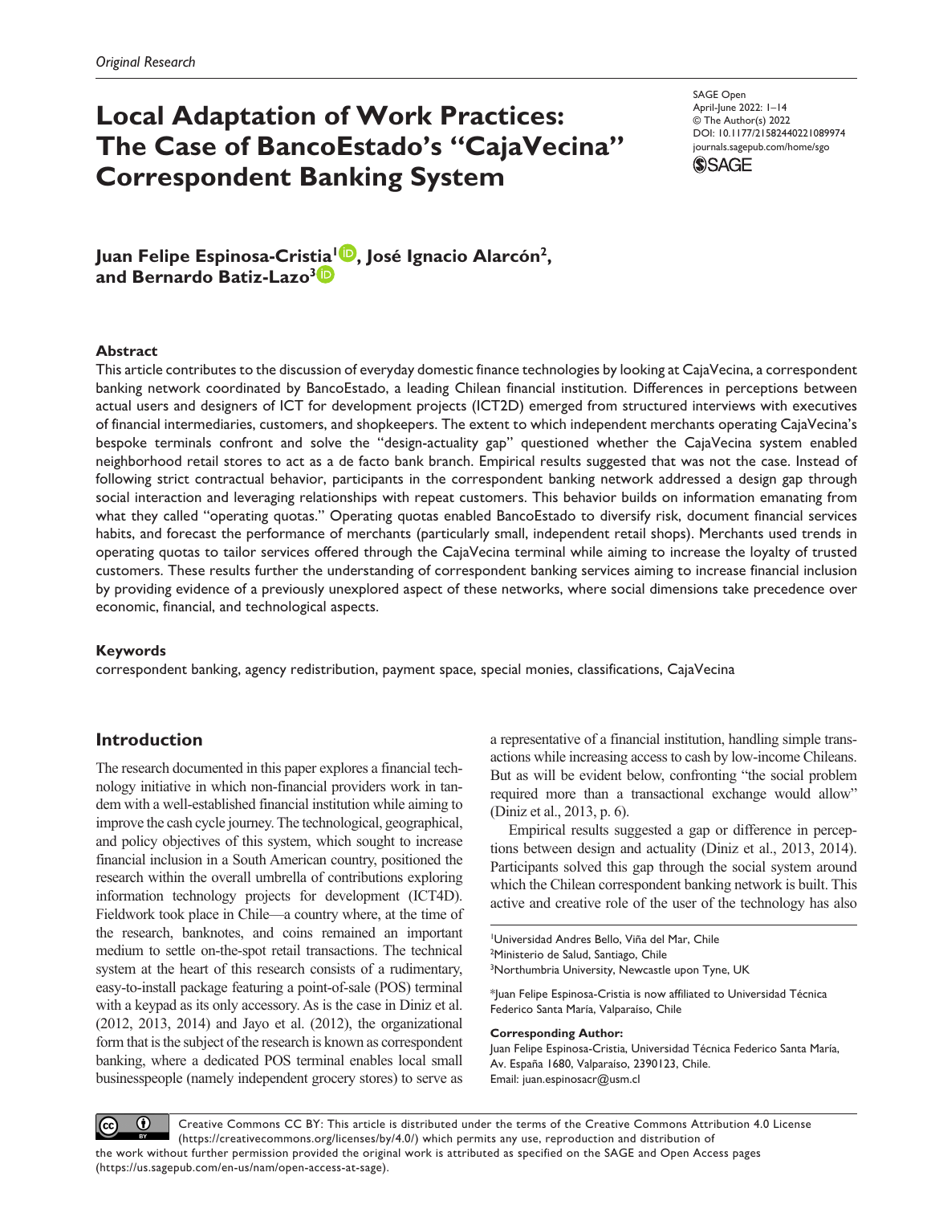# Local Adaptation of Work Practices: The Case of BancoEstado's "CajaVecina" Correspondent Banking System

SAGE Open
April-June 2022: 1–14
© The Author(s) 2022
DOI: 10.1177/21582440221089974
journals.sagepub.com/home/sgo

**Juan Felipe Espinosa-Cristia[1], José Ignacio Alarcón[2], and Bernardo Batiz-Lazo[3]**

## Abstract

This article contributes to the discussion of everyday domestic finance technologies by looking at CajaVecina, a correspondent banking network coordinated by BancoEstado, a leading Chilean financial institution. Differences in perceptions between actual users and designers of ICT for development projects (ICT2D) emerged from structured interviews with executives of financial intermediaries, customers, and shopkeepers. The extent to which independent merchants operating CajaVecina's bespoke terminals confront and solve the "design-actuality gap" questioned whether the CajaVecina system enabled neighborhood retail stores to act as a de facto bank branch. Empirical results suggested that was not the case. Instead of following strict contractual behavior, participants in the correspondent banking network addressed a design gap through social interaction and leveraging relationships with repeat customers. This behavior builds on information emanating from what they called "operating quotas." Operating quotas enabled BancoEstado to diversify risk, document financial services habits, and forecast the performance of merchants (particularly small, independent retail shops). Merchants used trends in operating quotas to tailor services offered through the CajaVecina terminal while aiming to increase the loyalty of trusted customers. These results further the understanding of correspondent banking services aiming to increase financial inclusion by providing evidence of a previously unexplored aspect of these networks, where social dimensions take precedence over economic, financial, and technological aspects.

### Keywords

correspondent banking, agency redistribution, payment space, special monies, classifications, CajaVecina

## Introduction

The research documented in this paper explores a financial technology initiative in which non-financial providers work in tandem with a well-established financial institution while aiming to improve the cash cycle journey. The technological, geographical, and policy objectives of this system, which sought to increase financial inclusion in a South American country, positioned the research within the overall umbrella of contributions exploring information technology projects for development (ICT4D). Fieldwork took place in Chile—a country where, at the time of the research, banknotes, and coins remained an important medium to settle on-the-spot retail transactions. The technical system at the heart of this research consists of a rudimentary, easy-to-install package featuring a point-of-sale (POS) terminal with a keypad as its only accessory. As is the case in Diniz et al. (2012, 2013, 2014) and Jayo et al. (2012), the organizational form that is the subject of the research is known as correspondent banking, where a dedicated POS terminal enables local small businesspeople (namely independent grocery stores) to serve as a representative of a financial institution, handling simple transactions while increasing access to cash by low-income Chileans. But as will be evident below, confronting "the social problem required more than a transactional exchange would allow" (Diniz et al., 2013, p. 6).

Empirical results suggested a gap or difference in perceptions between design and actuality (Diniz et al., 2013, 2014). Participants solved this gap through the social system around which the Chilean correspondent banking network is built. This active and creative role of the user of the technology has also

[1]Universidad Andres Bello, Viña del Mar, Chile
[2]Ministerio de Salud, Santiago, Chile
[3]Northumbria University, Newcastle upon Tyne, UK

*Juan Felipe Espinosa-Cristia is now affiliated to Universidad Técnica Federico Santa María, Valparaíso, Chile

**Corresponding Author:**
Juan Felipe Espinosa-Cristia, Universidad Técnica Federico Santa María, Av. España 1680, Valparaíso, 2390123, Chile.
Email: juan.espinosacr@usm.cl

Creative Commons CC BY: This article is distributed under the terms of the Creative Commons Attribution 4.0 License (https://creativecommons.org/licenses/by/4.0/) which permits any use, reproduction and distribution of the work without further permission provided the original work is attributed as specified on the SAGE and Open Access pages (https://us.sagepub.com/en-us/nam/open-access-at-sage).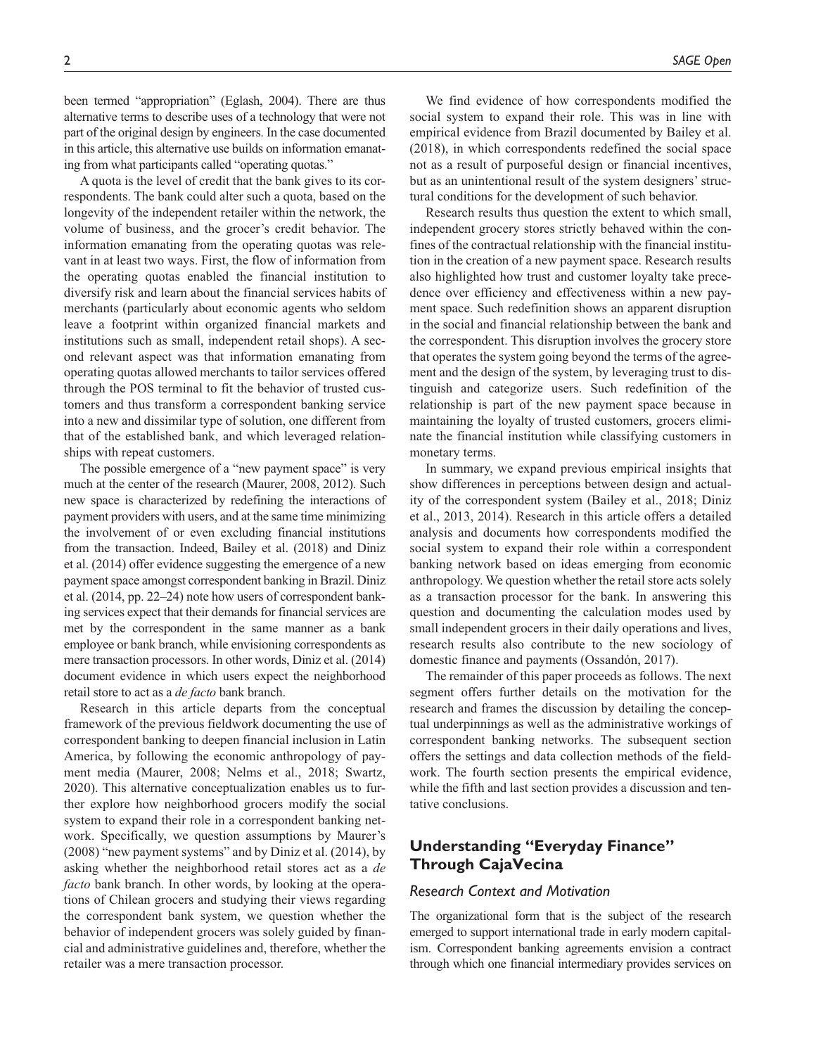been termed "appropriation" (Eglash, 2004). There are thus alternative terms to describe uses of a technology that were not part of the original design by engineers. In the case documented in this article, this alternative use builds on information emanating from what participants called "operating quotas."

A quota is the level of credit that the bank gives to its correspondents. The bank could alter such a quota, based on the longevity of the independent retailer within the network, the volume of business, and the grocer's credit behavior. The information emanating from the operating quotas was relevant in at least two ways. First, the flow of information from the operating quotas enabled the financial institution to diversify risk and learn about the financial services habits of merchants (particularly about economic agents who seldom leave a footprint within organized financial markets and institutions such as small, independent retail shops). A second relevant aspect was that information emanating from operating quotas allowed merchants to tailor services offered through the POS terminal to fit the behavior of trusted customers and thus transform a correspondent banking service into a new and dissimilar type of solution, one different from that of the established bank, and which leveraged relationships with repeat customers.

The possible emergence of a "new payment space" is very much at the center of the research (Maurer, 2008, 2012). Such new space is characterized by redefining the interactions of payment providers with users, and at the same time minimizing the involvement of or even excluding financial institutions from the transaction. Indeed, Bailey et al. (2018) and Diniz et al. (2014) offer evidence suggesting the emergence of a new payment space amongst correspondent banking in Brazil. Diniz et al. (2014, pp. 22–24) note how users of correspondent banking services expect that their demands for financial services are met by the correspondent in the same manner as a bank employee or bank branch, while envisioning correspondents as mere transaction processors. In other words, Diniz et al. (2014) document evidence in which users expect the neighborhood retail store to act as a *de facto* bank branch.

Research in this article departs from the conceptual framework of the previous fieldwork documenting the use of correspondent banking to deepen financial inclusion in Latin America, by following the economic anthropology of payment media (Maurer, 2008; Nelms et al., 2018; Swartz, 2020). This alternative conceptualization enables us to further explore how neighborhood grocers modify the social system to expand their role in a correspondent banking network. Specifically, we question assumptions by Maurer's (2008) "new payment systems" and by Diniz et al. (2014), by asking whether the neighborhood retail stores act as a *de facto* bank branch. In other words, by looking at the operations of Chilean grocers and studying their views regarding the correspondent bank system, we question whether the behavior of independent grocers was solely guided by financial and administrative guidelines and, therefore, whether the retailer was a mere transaction processor.

We find evidence of how correspondents modified the social system to expand their role. This was in line with empirical evidence from Brazil documented by Bailey et al. (2018), in which correspondents redefined the social space not as a result of purposeful design or financial incentives, but as an unintentional result of the system designers' structural conditions for the development of such behavior.

Research results thus question the extent to which small, independent grocery stores strictly behaved within the confines of the contractual relationship with the financial institution in the creation of a new payment space. Research results also highlighted how trust and customer loyalty take precedence over efficiency and effectiveness within a new payment space. Such redefinition shows an apparent disruption in the social and financial relationship between the bank and the correspondent. This disruption involves the grocery store that operates the system going beyond the terms of the agreement and the design of the system, by leveraging trust to distinguish and categorize users. Such redefinition of the relationship is part of the new payment space because in maintaining the loyalty of trusted customers, grocers eliminate the financial institution while classifying customers in monetary terms.

In summary, we expand previous empirical insights that show differences in perceptions between design and actuality of the correspondent system (Bailey et al., 2018; Diniz et al., 2013, 2014). Research in this article offers a detailed analysis and documents how correspondents modified the social system to expand their role within a correspondent banking network based on ideas emerging from economic anthropology. We question whether the retail store acts solely as a transaction processor for the bank. In answering this question and documenting the calculation modes used by small independent grocers in their daily operations and lives, research results also contribute to the new sociology of domestic finance and payments (Ossandón, 2017).

The remainder of this paper proceeds as follows. The next segment offers further details on the motivation for the research and frames the discussion by detailing the conceptual underpinnings as well as the administrative workings of correspondent banking networks. The subsequent section offers the settings and data collection methods of the fieldwork. The fourth section presents the empirical evidence, while the fifth and last section provides a discussion and tentative conclusions.

## Understanding "Everyday Finance" Through CajaVecina

### Research Context and Motivation

The organizational form that is the subject of the research emerged to support international trade in early modern capitalism. Correspondent banking agreements envision a contract through which one financial intermediary provides services on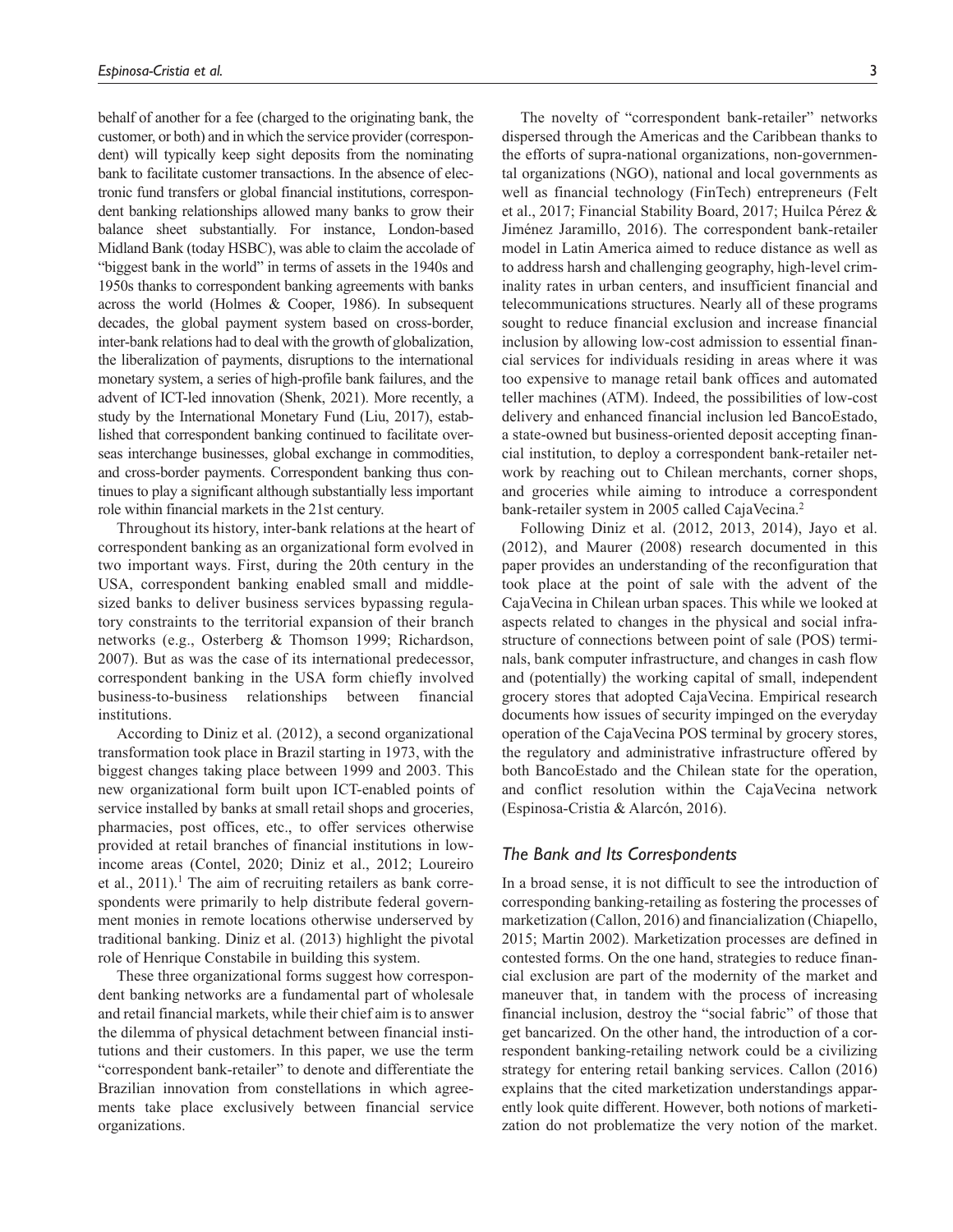behalf of another for a fee (charged to the originating bank, the customer, or both) and in which the service provider (correspondent) will typically keep sight deposits from the nominating bank to facilitate customer transactions. In the absence of electronic fund transfers or global financial institutions, correspondent banking relationships allowed many banks to grow their balance sheet substantially. For instance, London-based Midland Bank (today HSBC), was able to claim the accolade of "biggest bank in the world" in terms of assets in the 1940s and 1950s thanks to correspondent banking agreements with banks across the world (Holmes & Cooper, 1986). In subsequent decades, the global payment system based on cross-border, inter-bank relations had to deal with the growth of globalization, the liberalization of payments, disruptions to the international monetary system, a series of high-profile bank failures, and the advent of ICT-led innovation (Shenk, 2021). More recently, a study by the International Monetary Fund (Liu, 2017), established that correspondent banking continued to facilitate overseas interchange businesses, global exchange in commodities, and cross-border payments. Correspondent banking thus continues to play a significant although substantially less important role within financial markets in the 21st century.

Throughout its history, inter-bank relations at the heart of correspondent banking as an organizational form evolved in two important ways. First, during the 20th century in the USA, correspondent banking enabled small and middle-sized banks to deliver business services bypassing regulatory constraints to the territorial expansion of their branch networks (e.g., Osterberg & Thomson 1999; Richardson, 2007). But as was the case of its international predecessor, correspondent banking in the USA form chiefly involved business-to-business relationships between financial institutions.

According to Diniz et al. (2012), a second organizational transformation took place in Brazil starting in 1973, with the biggest changes taking place between 1999 and 2003. This new organizational form built upon ICT-enabled points of service installed by banks at small retail shops and groceries, pharmacies, post offices, etc., to offer services otherwise provided at retail branches of financial institutions in low-income areas (Contel, 2020; Diniz et al., 2012; Loureiro et al., 2011).[1] The aim of recruiting retailers as bank correspondents were primarily to help distribute federal government monies in remote locations otherwise underserved by traditional banking. Diniz et al. (2013) highlight the pivotal role of Henrique Constabile in building this system.

These three organizational forms suggest how correspondent banking networks are a fundamental part of wholesale and retail financial markets, while their chief aim is to answer the dilemma of physical detachment between financial institutions and their customers. In this paper, we use the term "correspondent bank-retailer" to denote and differentiate the Brazilian innovation from constellations in which agreements take place exclusively between financial service organizations.

The novelty of "correspondent bank-retailer" networks dispersed through the Americas and the Caribbean thanks to the efforts of supra-national organizations, non-governmental organizations (NGO), national and local governments as well as financial technology (FinTech) entrepreneurs (Felt et al., 2017; Financial Stability Board, 2017; Huilca Pérez & Jiménez Jaramillo, 2016). The correspondent bank-retailer model in Latin America aimed to reduce distance as well as to address harsh and challenging geography, high-level criminality rates in urban centers, and insufficient financial and telecommunications structures. Nearly all of these programs sought to reduce financial exclusion and increase financial inclusion by allowing low-cost admission to essential financial services for individuals residing in areas where it was too expensive to manage retail bank offices and automated teller machines (ATM). Indeed, the possibilities of low-cost delivery and enhanced financial inclusion led BancoEstado, a state-owned but business-oriented deposit accepting financial institution, to deploy a correspondent bank-retailer network by reaching out to Chilean merchants, corner shops, and groceries while aiming to introduce a correspondent bank-retailer system in 2005 called CajaVecina.[2]

Following Diniz et al. (2012, 2013, 2014), Jayo et al. (2012), and Maurer (2008) research documented in this paper provides an understanding of the reconfiguration that took place at the point of sale with the advent of the CajaVecina in Chilean urban spaces. This while we looked at aspects related to changes in the physical and social infrastructure of connections between point of sale (POS) terminals, bank computer infrastructure, and changes in cash flow and (potentially) the working capital of small, independent grocery stores that adopted CajaVecina. Empirical research documents how issues of security impinged on the everyday operation of the CajaVecina POS terminal by grocery stores, the regulatory and administrative infrastructure offered by both BancoEstado and the Chilean state for the operation, and conflict resolution within the CajaVecina network (Espinosa-Cristia & Alarcón, 2016).

## The Bank and Its Correspondents

In a broad sense, it is not difficult to see the introduction of corresponding banking-retailing as fostering the processes of marketization (Callon, 2016) and financialization (Chiapello, 2015; Martin 2002). Marketization processes are defined in contested forms. On the one hand, strategies to reduce financial exclusion are part of the modernity of the market and maneuver that, in tandem with the process of increasing financial inclusion, destroy the "social fabric" of those that get bancarized. On the other hand, the introduction of a correspondent banking-retailing network could be a civilizing strategy for entering retail banking services. Callon (2016) explains that the cited marketization understandings apparently look quite different. However, both notions of marketization do not problematize the very notion of the market.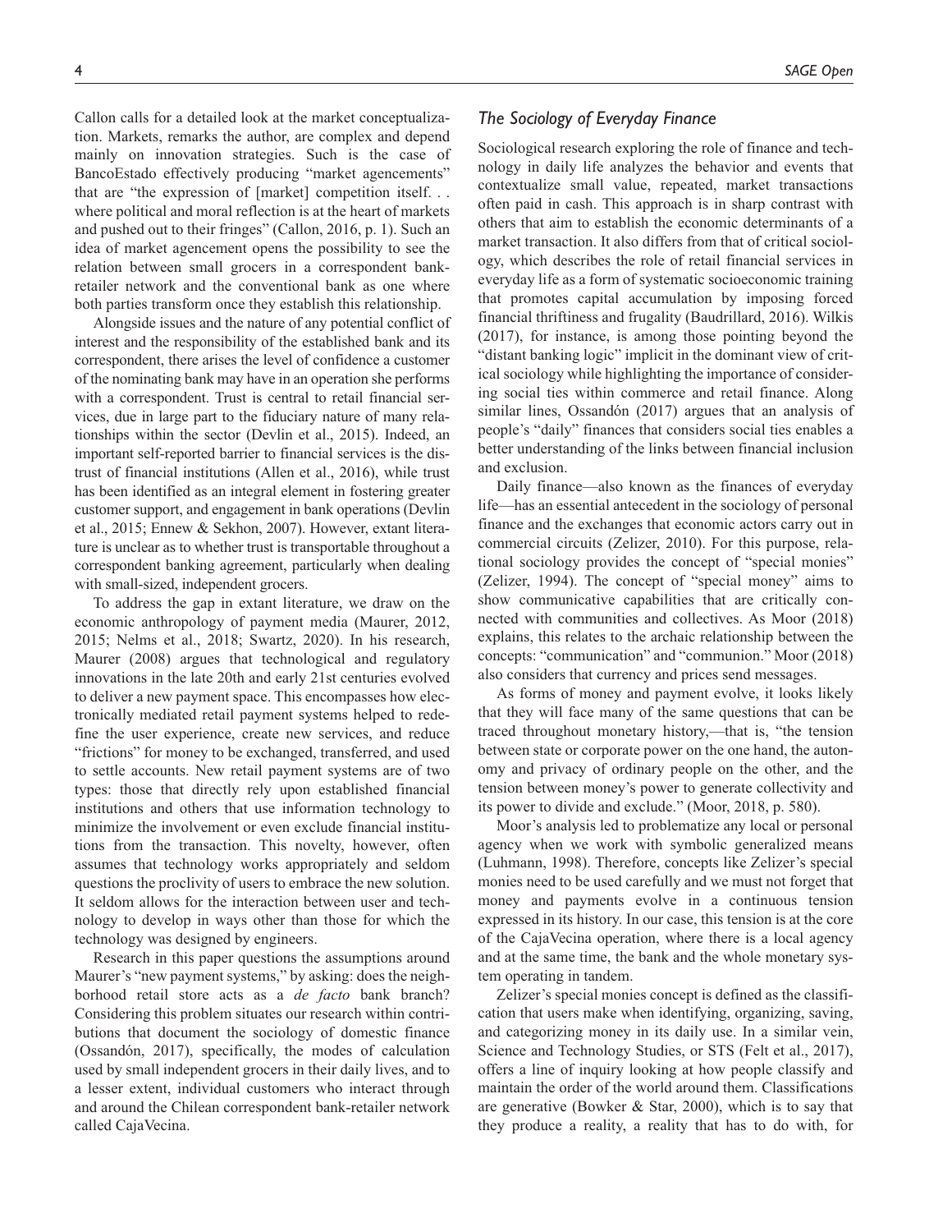Callon calls for a detailed look at the market conceptualization. Markets, remarks the author, are complex and depend mainly on innovation strategies. Such is the case of BancoEstado effectively producing "market agencements" that are "the expression of [market] competition itself. . . where political and moral reflection is at the heart of markets and pushed out to their fringes" (Callon, 2016, p. 1). Such an idea of market agencement opens the possibility to see the relation between small grocers in a correspondent bank-retailer network and the conventional bank as one where both parties transform once they establish this relationship.

Alongside issues and the nature of any potential conflict of interest and the responsibility of the established bank and its correspondent, there arises the level of confidence a customer of the nominating bank may have in an operation she performs with a correspondent. Trust is central to retail financial services, due in large part to the fiduciary nature of many relationships within the sector (Devlin et al., 2015). Indeed, an important self-reported barrier to financial services is the distrust of financial institutions (Allen et al., 2016), while trust has been identified as an integral element in fostering greater customer support, and engagement in bank operations (Devlin et al., 2015; Ennew & Sekhon, 2007). However, extant literature is unclear as to whether trust is transportable throughout a correspondent banking agreement, particularly when dealing with small-sized, independent grocers.

To address the gap in extant literature, we draw on the economic anthropology of payment media (Maurer, 2012, 2015; Nelms et al., 2018; Swartz, 2020). In his research, Maurer (2008) argues that technological and regulatory innovations in the late 20th and early 21st centuries evolved to deliver a new payment space. This encompasses how electronically mediated retail payment systems helped to redefine the user experience, create new services, and reduce "frictions" for money to be exchanged, transferred, and used to settle accounts. New retail payment systems are of two types: those that directly rely upon established financial institutions and others that use information technology to minimize the involvement or even exclude financial institutions from the transaction. This novelty, however, often assumes that technology works appropriately and seldom questions the proclivity of users to embrace the new solution. It seldom allows for the interaction between user and technology to develop in ways other than those for which the technology was designed by engineers.

Research in this paper questions the assumptions around Maurer's "new payment systems," by asking: does the neighborhood retail store acts as a *de facto* bank branch? Considering this problem situates our research within contributions that document the sociology of domestic finance (Ossandón, 2017), specifically, the modes of calculation used by small independent grocers in their daily lives, and to a lesser extent, individual customers who interact through and around the Chilean correspondent bank-retailer network called CajaVecina.

## *The Sociology of Everyday Finance*

Sociological research exploring the role of finance and technology in daily life analyzes the behavior and events that contextualize small value, repeated, market transactions often paid in cash. This approach is in sharp contrast with others that aim to establish the economic determinants of a market transaction. It also differs from that of critical sociology, which describes the role of retail financial services in everyday life as a form of systematic socioeconomic training that promotes capital accumulation by imposing forced financial thriftiness and frugality (Baudrillard, 2016). Wilkis (2017), for instance, is among those pointing beyond the "distant banking logic" implicit in the dominant view of critical sociology while highlighting the importance of considering social ties within commerce and retail finance. Along similar lines, Ossandón (2017) argues that an analysis of people's "daily" finances that considers social ties enables a better understanding of the links between financial inclusion and exclusion.

Daily finance—also known as the finances of everyday life—has an essential antecedent in the sociology of personal finance and the exchanges that economic actors carry out in commercial circuits (Zelizer, 2010). For this purpose, relational sociology provides the concept of "special monies" (Zelizer, 1994). The concept of "special money" aims to show communicative capabilities that are critically connected with communities and collectives. As Moor (2018) explains, this relates to the archaic relationship between the concepts: "communication" and "communion." Moor (2018) also considers that currency and prices send messages.

As forms of money and payment evolve, it looks likely that they will face many of the same questions that can be traced throughout monetary history,—that is, "the tension between state or corporate power on the one hand, the autonomy and privacy of ordinary people on the other, and the tension between money's power to generate collectivity and its power to divide and exclude." (Moor, 2018, p. 580).

Moor's analysis led to problematize any local or personal agency when we work with symbolic generalized means (Luhmann, 1998). Therefore, concepts like Zelizer's special monies need to be used carefully and we must not forget that money and payments evolve in a continuous tension expressed in its history. In our case, this tension is at the core of the CajaVecina operation, where there is a local agency and at the same time, the bank and the whole monetary system operating in tandem.

Zelizer's special monies concept is defined as the classification that users make when identifying, organizing, saving, and categorizing money in its daily use. In a similar vein, Science and Technology Studies, or STS (Felt et al., 2017), offers a line of inquiry looking at how people classify and maintain the order of the world around them. Classifications are generative (Bowker & Star, 2000), which is to say that they produce a reality, a reality that has to do with, for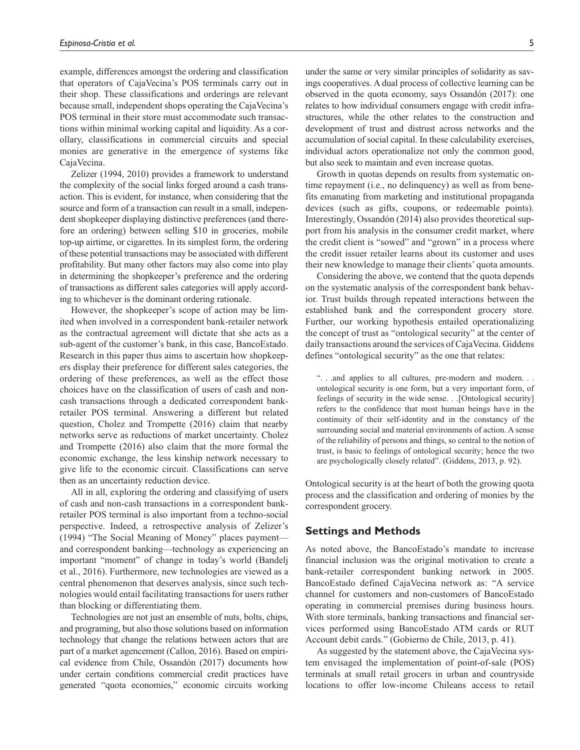example, differences amongst the ordering and classification that operators of CajaVecina's POS terminals carry out in their shop. These classifications and orderings are relevant because small, independent shops operating the CajaVecina's POS terminal in their store must accommodate such transactions within minimal working capital and liquidity. As a corollary, classifications in commercial circuits and special monies are generative in the emergence of systems like CajaVecina.

Zelizer (1994, 2010) provides a framework to understand the complexity of the social links forged around a cash transaction. This is evident, for instance, when considering that the source and form of a transaction can result in a small, independent shopkeeper displaying distinctive preferences (and therefore an ordering) between selling $10 in groceries, mobile top-up airtime, or cigarettes. In its simplest form, the ordering of these potential transactions may be associated with different profitability. But many other factors may also come into play in determining the shopkeeper's preference and the ordering of transactions as different sales categories will apply according to whichever is the dominant ordering rationale.

However, the shopkeeper's scope of action may be limited when involved in a correspondent bank-retailer network as the contractual agreement will dictate that she acts as a sub-agent of the customer's bank, in this case, BancoEstado. Research in this paper thus aims to ascertain how shopkeepers display their preference for different sales categories, the ordering of these preferences, as well as the effect those choices have on the classification of users of cash and non-cash transactions through a dedicated correspondent bank-retailer POS terminal. Answering a different but related question, Cholez and Trompette (2016) claim that nearby networks serve as reductions of market uncertainty. Cholez and Trompette (2016) also claim that the more formal the economic exchange, the less kinship network necessary to give life to the economic circuit. Classifications can serve then as an uncertainty reduction device.

All in all, exploring the ordering and classifying of users of cash and non-cash transactions in a correspondent bank-retailer POS terminal is also important from a techno-social perspective. Indeed, a retrospective analysis of Zelizer's (1994) "The Social Meaning of Money" places payment—and correspondent banking—technology as experiencing an important "moment" of change in today's world (Bandelj et al., 2016). Furthermore, new technologies are viewed as a central phenomenon that deserves analysis, since such technologies would entail facilitating transactions for users rather than blocking or differentiating them.

Technologies are not just an ensemble of nuts, bolts, chips, and programing, but also those solutions based on information technology that change the relations between actors that are part of a market agencement (Callon, 2016). Based on empirical evidence from Chile, Ossandón (2017) documents how under certain conditions commercial credit practices have generated "quota economies," economic circuits working under the same or very similar principles of solidarity as savings cooperatives. A dual process of collective learning can be observed in the quota economy, says Ossandón (2017): one relates to how individual consumers engage with credit infrastructures, while the other relates to the construction and development of trust and distrust across networks and the accumulation of social capital. In these calculability exercises, individual actors operationalize not only the common good, but also seek to maintain and even increase quotas.

Growth in quotas depends on results from systematic on-time repayment (i.e., no delinquency) as well as from benefits emanating from marketing and institutional propaganda devices (such as gifts, coupons, or redeemable points). Interestingly, Ossandón (2014) also provides theoretical support from his analysis in the consumer credit market, where the credit client is "sowed" and "grown" in a process where the credit issuer retailer learns about its customer and uses their new knowledge to manage their clients' quota amounts.

Considering the above, we contend that the quota depends on the systematic analysis of the correspondent bank behavior. Trust builds through repeated interactions between the established bank and the correspondent grocery store. Further, our working hypothesis entailed operationalizing the concept of trust as "ontological security" at the center of daily transactions around the services of CajaVecina. Giddens defines "ontological security" as the one that relates:

> ". . .and applies to all cultures, pre-modern and modern. . . ontological security is one form, but a very important form, of feelings of security in the wide sense. . .[Ontological security] refers to the confidence that most human beings have in the continuity of their self-identity and in the constancy of the surrounding social and material environments of action. A sense of the reliability of persons and things, so central to the notion of trust, is basic to feelings of ontological security; hence the two are psychologically closely related". (Giddens, 2013, p. 92).

Ontological security is at the heart of both the growing quota process and the classification and ordering of monies by the correspondent grocery.

## Settings and Methods

As noted above, the BancoEstado's mandate to increase financial inclusion was the original motivation to create a bank-retailer correspondent banking network in 2005. BancoEstado defined CajaVecina network as: "A service channel for customers and non-customers of BancoEstado operating in commercial premises during business hours. With store terminals, banking transactions and financial services performed using BancoEstado ATM cards or RUT Account debit cards." (Gobierno de Chile, 2013, p. 41).

As suggested by the statement above, the CajaVecina system envisaged the implementation of point-of-sale (POS) terminals at small retail grocers in urban and countryside locations to offer low-income Chileans access to retail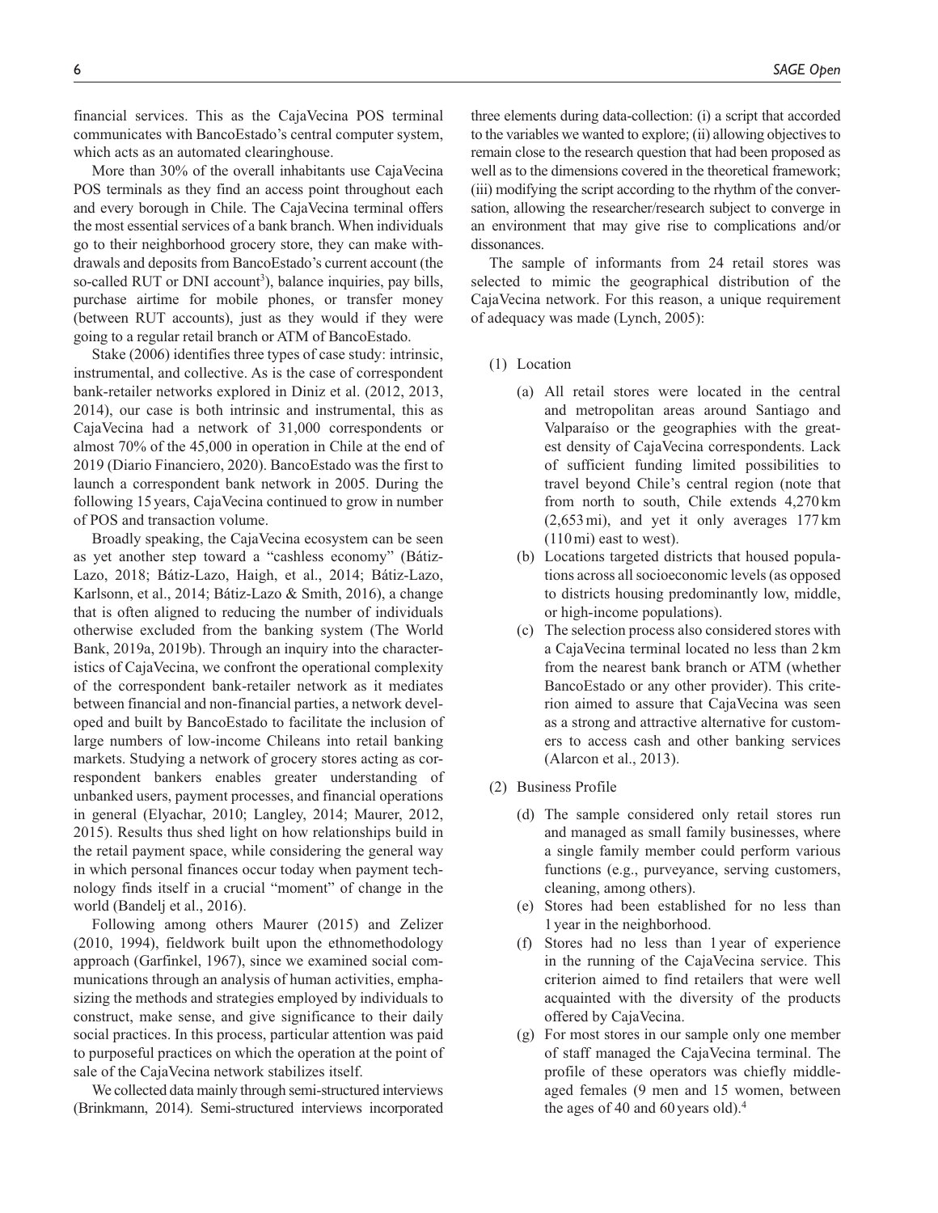financial services. This as the CajaVecina POS terminal communicates with BancoEstado's central computer system, which acts as an automated clearinghouse.

More than 30% of the overall inhabitants use CajaVecina POS terminals as they find an access point throughout each and every borough in Chile. The CajaVecina terminal offers the most essential services of a bank branch. When individuals go to their neighborhood grocery store, they can make withdrawals and deposits from BancoEstado's current account (the so-called RUT or DNI account[3]), balance inquiries, pay bills, purchase airtime for mobile phones, or transfer money (between RUT accounts), just as they would if they were going to a regular retail branch or ATM of BancoEstado.

Stake (2006) identifies three types of case study: intrinsic, instrumental, and collective. As is the case of correspondent bank-retailer networks explored in Diniz et al. (2012, 2013, 2014), our case is both intrinsic and instrumental, this as CajaVecina had a network of 31,000 correspondents or almost 70% of the 45,000 in operation in Chile at the end of 2019 (Diario Financiero, 2020). BancoEstado was the first to launch a correspondent bank network in 2005. During the following 15 years, CajaVecina continued to grow in number of POS and transaction volume.

Broadly speaking, the CajaVecina ecosystem can be seen as yet another step toward a "cashless economy" (Bátiz-Lazo, 2018; Bátiz-Lazo, Haigh, et al., 2014; Bátiz-Lazo, Karlsonn, et al., 2014; Bátiz-Lazo & Smith, 2016), a change that is often aligned to reducing the number of individuals otherwise excluded from the banking system (The World Bank, 2019a, 2019b). Through an inquiry into the characteristics of CajaVecina, we confront the operational complexity of the correspondent bank-retailer network as it mediates between financial and non-financial parties, a network developed and built by BancoEstado to facilitate the inclusion of large numbers of low-income Chileans into retail banking markets. Studying a network of grocery stores acting as correspondent bankers enables greater understanding of unbanked users, payment processes, and financial operations in general (Elyachar, 2010; Langley, 2014; Maurer, 2012, 2015). Results thus shed light on how relationships build in the retail payment space, while considering the general way in which personal finances occur today when payment technology finds itself in a crucial "moment" of change in the world (Bandelj et al., 2016).

Following among others Maurer (2015) and Zelizer (2010, 1994), fieldwork built upon the ethnomethodology approach (Garfinkel, 1967), since we examined social communications through an analysis of human activities, emphasizing the methods and strategies employed by individuals to construct, make sense, and give significance to their daily social practices. In this process, particular attention was paid to purposeful practices on which the operation at the point of sale of the CajaVecina network stabilizes itself.

We collected data mainly through semi-structured interviews (Brinkmann, 2014). Semi-structured interviews incorporated three elements during data-collection: (i) a script that accorded to the variables we wanted to explore; (ii) allowing objectives to remain close to the research question that had been proposed as well as to the dimensions covered in the theoretical framework; (iii) modifying the script according to the rhythm of the conversation, allowing the researcher/research subject to converge in an environment that may give rise to complications and/or dissonances.

The sample of informants from 24 retail stores was selected to mimic the geographical distribution of the CajaVecina network. For this reason, a unique requirement of adequacy was made (Lynch, 2005):

(1) Location

   (a) All retail stores were located in the central and metropolitan areas around Santiago and Valparaíso or the geographies with the greatest density of CajaVecina correspondents. Lack of sufficient funding limited possibilities to travel beyond Chile's central region (note that from north to south, Chile extends 4,270 km (2,653 mi), and yet it only averages 177 km (110 mi) east to west).
   (b) Locations targeted districts that housed populations across all socioeconomic levels (as opposed to districts housing predominantly low, middle, or high-income populations).
   (c) The selection process also considered stores with a CajaVecina terminal located no less than 2 km from the nearest bank branch or ATM (whether BancoEstado or any other provider). This criterion aimed to assure that CajaVecina was seen as a strong and attractive alternative for customers to access cash and other banking services (Alarcon et al., 2013).

(2) Business Profile

   (d) The sample considered only retail stores run and managed as small family businesses, where a single family member could perform various functions (e.g., purveyance, serving customers, cleaning, among others).
   (e) Stores had been established for no less than 1 year in the neighborhood.
   (f) Stores had no less than 1 year of experience in the running of the CajaVecina service. This criterion aimed to find retailers that were well acquainted with the diversity of the products offered by CajaVecina.
   (g) For most stores in our sample only one member of staff managed the CajaVecina terminal. The profile of these operators was chiefly middle-aged females (9 men and 15 women, between the ages of 40 and 60 years old).[4]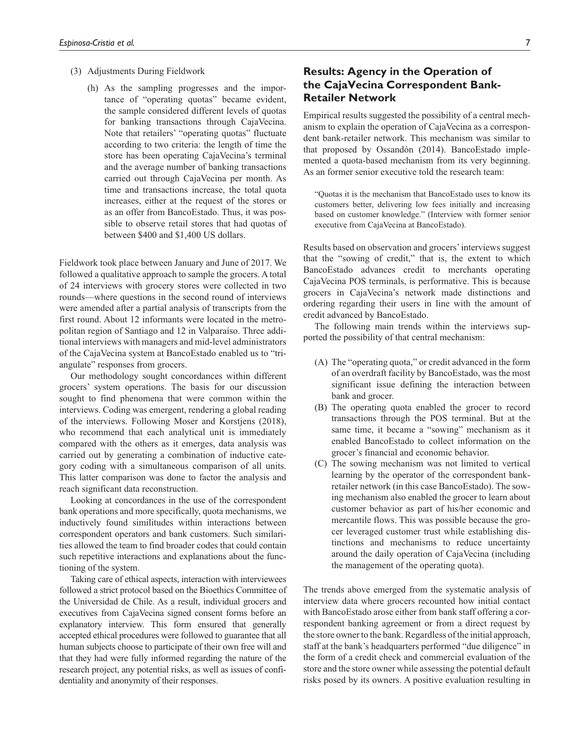(3) Adjustments During Fieldwork

(h) As the sampling progresses and the importance of "operating quotas" became evident, the sample considered different levels of quotas for banking transactions through CajaVecina. Note that retailers' "operating quotas" fluctuate according to two criteria: the length of time the store has been operating CajaVecina's terminal and the average number of banking transactions carried out through CajaVecina per month. As time and transactions increase, the total quota increases, either at the request of the stores or as an offer from BancoEstado. Thus, it was possible to observe retail stores that had quotas of between $400 and $1,400 US dollars.

Fieldwork took place between January and June of 2017. We followed a qualitative approach to sample the grocers. A total of 24 interviews with grocery stores were collected in two rounds—where questions in the second round of interviews were amended after a partial analysis of transcripts from the first round. About 12 informants were located in the metropolitan region of Santiago and 12 in Valparaíso. Three additional interviews with managers and mid-level administrators of the CajaVecina system at BancoEstado enabled us to "triangulate" responses from grocers.

Our methodology sought concordances within different grocers' system operations. The basis for our discussion sought to find phenomena that were common within the interviews. Coding was emergent, rendering a global reading of the interviews. Following Moser and Korstjens (2018), who recommend that each analytical unit is immediately compared with the others as it emerges, data analysis was carried out by generating a combination of inductive category coding with a simultaneous comparison of all units. This latter comparison was done to factor the analysis and reach significant data reconstruction.

Looking at concordances in the use of the correspondent bank operations and more specifically, quota mechanisms, we inductively found similitudes within interactions between correspondent operators and bank customers. Such similarities allowed the team to find broader codes that could contain such repetitive interactions and explanations about the functioning of the system.

Taking care of ethical aspects, interaction with interviewees followed a strict protocol based on the Bioethics Committee of the Universidad de Chile. As a result, individual grocers and executives from CajaVecina signed consent forms before an explanatory interview. This form ensured that generally accepted ethical procedures were followed to guarantee that all human subjects choose to participate of their own free will and that they had were fully informed regarding the nature of the research project, any potential risks, as well as issues of confidentiality and anonymity of their responses.

## Results: Agency in the Operation of the CajaVecina Correspondent Bank-Retailer Network

Empirical results suggested the possibility of a central mechanism to explain the operation of CajaVecina as a correspondent bank-retailer network. This mechanism was similar to that proposed by Ossandón (2014). BancoEstado implemented a quota-based mechanism from its very beginning. As an former senior executive told the research team:

> "Quotas it is the mechanism that BancoEstado uses to know its customers better, delivering low fees initially and increasing based on customer knowledge." (Interview with former senior executive from CajaVecina at BancoEstado).

Results based on observation and grocers' interviews suggest that the "sowing of credit," that is, the extent to which BancoEstado advances credit to merchants operating CajaVecina POS terminals, is performative. This is because grocers in CajaVecina's network made distinctions and ordering regarding their users in line with the amount of credit advanced by BancoEstado.

The following main trends within the interviews supported the possibility of that central mechanism:

(A) The "operating quota," or credit advanced in the form of an overdraft facility by BancoEstado, was the most significant issue defining the interaction between bank and grocer.

(B) The operating quota enabled the grocer to record transactions through the POS terminal. But at the same time, it became a "sowing" mechanism as it enabled BancoEstado to collect information on the grocer's financial and economic behavior.

(C) The sowing mechanism was not limited to vertical learning by the operator of the correspondent bank-retailer network (in this case BancoEstado). The sowing mechanism also enabled the grocer to learn about customer behavior as part of his/her economic and mercantile flows. This was possible because the grocer leveraged customer trust while establishing distinctions and mechanisms to reduce uncertainty around the daily operation of CajaVecina (including the management of the operating quota).

The trends above emerged from the systematic analysis of interview data where grocers recounted how initial contact with BancoEstado arose either from bank staff offering a correspondent banking agreement or from a direct request by the store owner to the bank. Regardless of the initial approach, staff at the bank's headquarters performed "due diligence" in the form of a credit check and commercial evaluation of the store and the store owner while assessing the potential default risks posed by its owners. A positive evaluation resulting in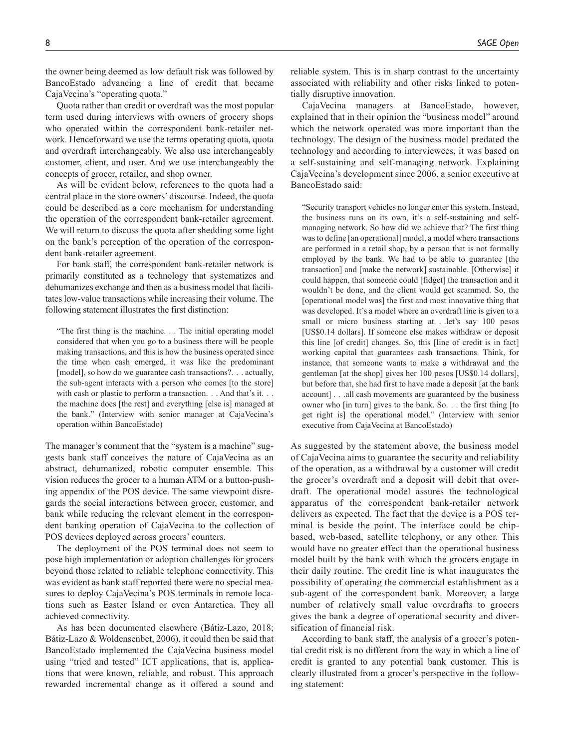the owner being deemed as low default risk was followed by BancoEstado advancing a line of credit that became CajaVecina's "operating quota."

Quota rather than credit or overdraft was the most popular term used during interviews with owners of grocery shops who operated within the correspondent bank-retailer network. Henceforward we use the terms operating quota, quota and overdraft interchangeably. We also use interchangeably customer, client, and user. And we use interchangeably the concepts of grocer, retailer, and shop owner.

As will be evident below, references to the quota had a central place in the store owners' discourse. Indeed, the quota could be described as a core mechanism for understanding the operation of the correspondent bank-retailer agreement. We will return to discuss the quota after shedding some light on the bank's perception of the operation of the correspondent bank-retailer agreement.

For bank staff, the correspondent bank-retailer network is primarily constituted as a technology that systematizes and dehumanizes exchange and then as a business model that facilitates low-value transactions while increasing their volume. The following statement illustrates the first distinction:

> "The first thing is the machine. . . The initial operating model considered that when you go to a business there will be people making transactions, and this is how the business operated since the time when cash emerged, it was like the predominant [model], so how do we guarantee cash transactions?. . . actually, the sub-agent interacts with a person who comes [to the store] with cash or plastic to perform a transaction. . . And that's it. . . the machine does [the rest] and everything [else is] managed at the bank." (Interview with senior manager at CajaVecina's operation within BancoEstado)

The manager's comment that the "system is a machine" suggests bank staff conceives the nature of CajaVecina as an abstract, dehumanized, robotic computer ensemble. This vision reduces the grocer to a human ATM or a button-pushing appendix of the POS device. The same viewpoint disregards the social interactions between grocer, customer, and bank while reducing the relevant element in the correspondent banking operation of CajaVecina to the collection of POS devices deployed across grocers' counters.

The deployment of the POS terminal does not seem to pose high implementation or adoption challenges for grocers beyond those related to reliable telephone connectivity. This was evident as bank staff reported there were no special measures to deploy CajaVecina's POS terminals in remote locations such as Easter Island or even Antarctica. They all achieved connectivity.

As has been documented elsewhere (Bátiz-Lazo, 2018; Bátiz-Lazo & Woldensenbet, 2006), it could then be said that BancoEstado implemented the CajaVecina business model using "tried and tested" ICT applications, that is, applications that were known, reliable, and robust. This approach rewarded incremental change as it offered a sound and reliable system. This is in sharp contrast to the uncertainty associated with reliability and other risks linked to potentially disruptive innovation.

CajaVecina managers at BancoEstado, however, explained that in their opinion the "business model" around which the network operated was more important than the technology. The design of the business model predated the technology and according to interviewees, it was based on a self-sustaining and self-managing network. Explaining CajaVecina's development since 2006, a senior executive at BancoEstado said:

> "Security transport vehicles no longer enter this system. Instead, the business runs on its own, it's a self-sustaining and self-managing network. So how did we achieve that? The first thing was to define [an operational] model, a model where transactions are performed in a retail shop, by a person that is not formally employed by the bank. We had to be able to guarantee [the transaction] and [make the network] sustainable. [Otherwise] it could happen, that someone could [fidget] the transaction and it wouldn't be done, and the client would get scammed. So, the [operational model was] the first and most innovative thing that was developed. It's a model where an overdraft line is given to a small or micro business starting at. . .let's say 100 pesos [US$0.14 dollars]. If someone else makes withdraw or deposit this line [of credit] changes. So, this [line of credit is in fact] working capital that guarantees cash transactions. Think, for instance, that someone wants to make a withdrawal and the gentleman [at the shop] gives her 100 pesos [US$0.14 dollars], but before that, she had first to have made a deposit [at the bank account] . . .all cash movements are guaranteed by the business owner who [in turn] gives to the bank. So. . . the first thing [to get right is] the operational model." (Interview with senior executive from CajaVecina at BancoEstado)

As suggested by the statement above, the business model of CajaVecina aims to guarantee the security and reliability of the operation, as a withdrawal by a customer will credit the grocer's overdraft and a deposit will debit that overdraft. The operational model assures the technological apparatus of the correspondent bank-retailer network delivers as expected. The fact that the device is a POS terminal is beside the point. The interface could be chip-based, web-based, satellite telephony, or any other. This would have no greater effect than the operational business model built by the bank with which the grocers engage in their daily routine. The credit line is what inaugurates the possibility of operating the commercial establishment as a sub-agent of the correspondent bank. Moreover, a large number of relatively small value overdrafts to grocers gives the bank a degree of operational security and diversification of financial risk.

According to bank staff, the analysis of a grocer's potential credit risk is no different from the way in which a line of credit is granted to any potential bank customer. This is clearly illustrated from a grocer's perspective in the following statement: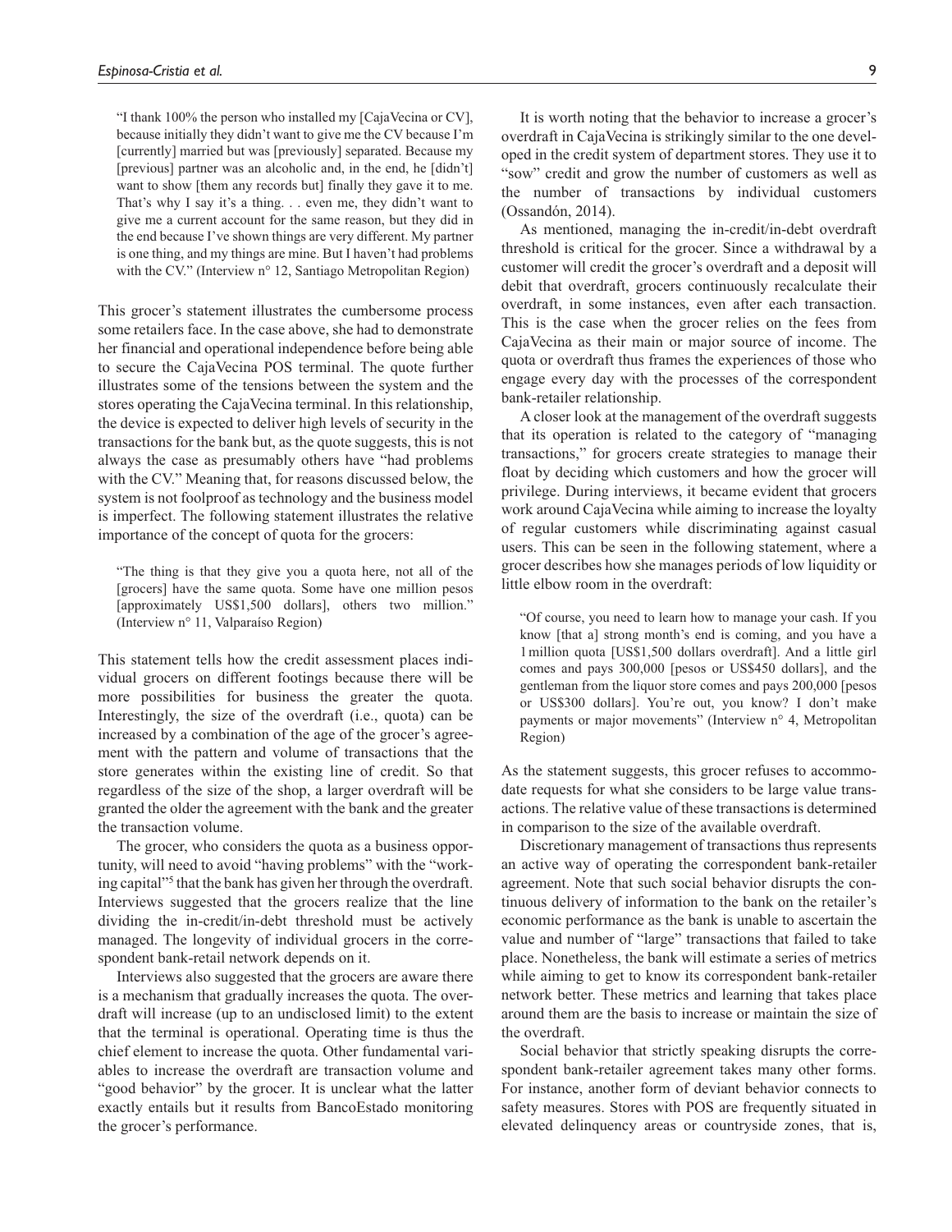> "I thank 100% the person who installed my [CajaVecina or CV], because initially they didn't want to give me the CV because I'm [currently] married but was [previously] separated. Because my [previous] partner was an alcoholic and, in the end, he [didn't] want to show [them any records but] finally they gave it to me. That's why I say it's a thing. . . even me, they didn't want to give me a current account for the same reason, but they did in the end because I've shown things are very different. My partner is one thing, and my things are mine. But I haven't had problems with the CV." (Interview n° 12, Santiago Metropolitan Region)

This grocer's statement illustrates the cumbersome process some retailers face. In the case above, she had to demonstrate her financial and operational independence before being able to secure the CajaVecina POS terminal. The quote further illustrates some of the tensions between the system and the stores operating the CajaVecina terminal. In this relationship, the device is expected to deliver high levels of security in the transactions for the bank but, as the quote suggests, this is not always the case as presumably others have "had problems with the CV." Meaning that, for reasons discussed below, the system is not foolproof as technology and the business model is imperfect. The following statement illustrates the relative importance of the concept of quota for the grocers:

> "The thing is that they give you a quota here, not all of the [grocers] have the same quota. Some have one million pesos [approximately US$1,500 dollars], others two million." (Interview n° 11, Valparaíso Region)

This statement tells how the credit assessment places individual grocers on different footings because there will be more possibilities for business the greater the quota. Interestingly, the size of the overdraft (i.e., quota) can be increased by a combination of the age of the grocer's agreement with the pattern and volume of transactions that the store generates within the existing line of credit. So that regardless of the size of the shop, a larger overdraft will be granted the older the agreement with the bank and the greater the transaction volume.

The grocer, who considers the quota as a business opportunity, will need to avoid "having problems" with the "working capital"[5] that the bank has given her through the overdraft. Interviews suggested that the grocers realize that the line dividing the in-credit/in-debt threshold must be actively managed. The longevity of individual grocers in the correspondent bank-retail network depends on it.

Interviews also suggested that the grocers are aware there is a mechanism that gradually increases the quota. The overdraft will increase (up to an undisclosed limit) to the extent that the terminal is operational. Operating time is thus the chief element to increase the quota. Other fundamental variables to increase the overdraft are transaction volume and "good behavior" by the grocer. It is unclear what the latter exactly entails but it results from BancoEstado monitoring the grocer's performance.

It is worth noting that the behavior to increase a grocer's overdraft in CajaVecina is strikingly similar to the one developed in the credit system of department stores. They use it to "sow" credit and grow the number of customers as well as the number of transactions by individual customers (Ossandón, 2014).

As mentioned, managing the in-credit/in-debt overdraft threshold is critical for the grocer. Since a withdrawal by a customer will credit the grocer's overdraft and a deposit will debit that overdraft, grocers continuously recalculate their overdraft, in some instances, even after each transaction. This is the case when the grocer relies on the fees from CajaVecina as their main or major source of income. The quota or overdraft thus frames the experiences of those who engage every day with the processes of the correspondent bank-retailer relationship.

A closer look at the management of the overdraft suggests that its operation is related to the category of "managing transactions," for grocers create strategies to manage their float by deciding which customers and how the grocer will privilege. During interviews, it became evident that grocers work around CajaVecina while aiming to increase the loyalty of regular customers while discriminating against casual users. This can be seen in the following statement, where a grocer describes how she manages periods of low liquidity or little elbow room in the overdraft:

> "Of course, you need to learn how to manage your cash. If you know [that a] strong month's end is coming, and you have a 1 million quota [US$1,500 dollars overdraft]. And a little girl comes and pays 300,000 [pesos or US$450 dollars], and the gentleman from the liquor store comes and pays 200,000 [pesos or US$300 dollars]. You're out, you know? I don't make payments or major movements" (Interview n° 4, Metropolitan Region)

As the statement suggests, this grocer refuses to accommodate requests for what she considers to be large value transactions. The relative value of these transactions is determined in comparison to the size of the available overdraft.

Discretionary management of transactions thus represents an active way of operating the correspondent bank-retailer agreement. Note that such social behavior disrupts the continuous delivery of information to the bank on the retailer's economic performance as the bank is unable to ascertain the value and number of "large" transactions that failed to take place. Nonetheless, the bank will estimate a series of metrics while aiming to get to know its correspondent bank-retailer network better. These metrics and learning that takes place around them are the basis to increase or maintain the size of the overdraft.

Social behavior that strictly speaking disrupts the correspondent bank-retailer agreement takes many other forms. For instance, another form of deviant behavior connects to safety measures. Stores with POS are frequently situated in elevated delinquency areas or countryside zones, that is,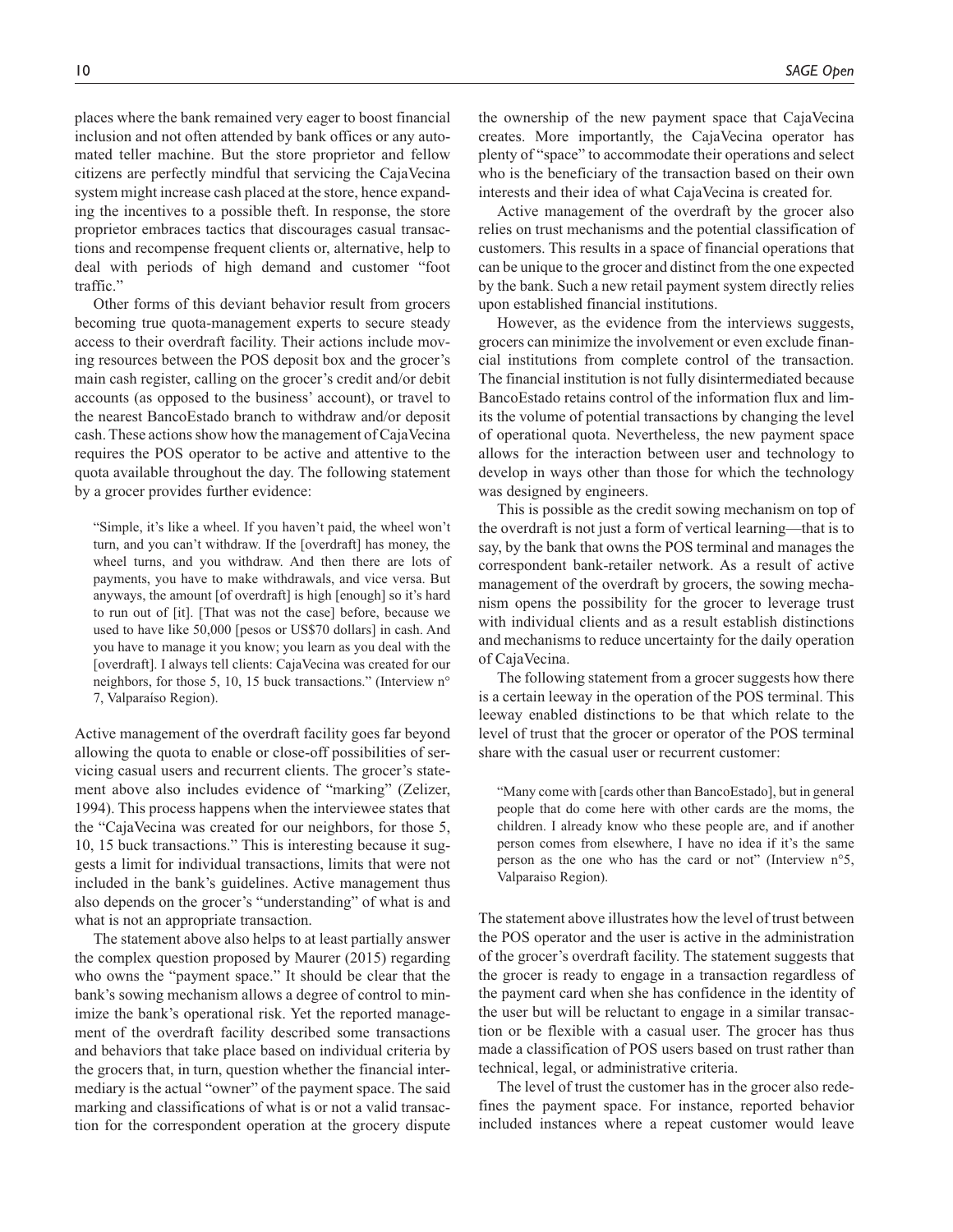places where the bank remained very eager to boost financial inclusion and not often attended by bank offices or any automated teller machine. But the store proprietor and fellow citizens are perfectly mindful that servicing the CajaVecina system might increase cash placed at the store, hence expanding the incentives to a possible theft. In response, the store proprietor embraces tactics that discourages casual transactions and recompense frequent clients or, alternative, help to deal with periods of high demand and customer "foot traffic."

Other forms of this deviant behavior result from grocers becoming true quota-management experts to secure steady access to their overdraft facility. Their actions include moving resources between the POS deposit box and the grocer's main cash register, calling on the grocer's credit and/or debit accounts (as opposed to the business' account), or travel to the nearest BancoEstado branch to withdraw and/or deposit cash. These actions show how the management of CajaVecina requires the POS operator to be active and attentive to the quota available throughout the day. The following statement by a grocer provides further evidence:

> "Simple, it's like a wheel. If you haven't paid, the wheel won't turn, and you can't withdraw. If the [overdraft] has money, the wheel turns, and you withdraw. And then there are lots of payments, you have to make withdrawals, and vice versa. But anyways, the amount [of overdraft] is high [enough] so it's hard to run out of [it]. [That was not the case] before, because we used to have like 50,000 [pesos or US$70 dollars] in cash. And you have to manage it you know; you learn as you deal with the [overdraft]. I always tell clients: CajaVecina was created for our neighbors, for those 5, 10, 15 buck transactions." (Interview n° 7, Valparaíso Region).

Active management of the overdraft facility goes far beyond allowing the quota to enable or close-off possibilities of servicing casual users and recurrent clients. The grocer's statement above also includes evidence of "marking" (Zelizer, 1994). This process happens when the interviewee states that the "CajaVecina was created for our neighbors, for those 5, 10, 15 buck transactions." This is interesting because it suggests a limit for individual transactions, limits that were not included in the bank's guidelines. Active management thus also depends on the grocer's "understanding" of what is and what is not an appropriate transaction.

The statement above also helps to at least partially answer the complex question proposed by Maurer (2015) regarding who owns the "payment space." It should be clear that the bank's sowing mechanism allows a degree of control to minimize the bank's operational risk. Yet the reported management of the overdraft facility described some transactions and behaviors that take place based on individual criteria by the grocers that, in turn, question whether the financial intermediary is the actual "owner" of the payment space. The said marking and classifications of what is or not a valid transaction for the correspondent operation at the grocery dispute the ownership of the new payment space that CajaVecina creates. More importantly, the CajaVecina operator has plenty of "space" to accommodate their operations and select who is the beneficiary of the transaction based on their own interests and their idea of what CajaVecina is created for.

Active management of the overdraft by the grocer also relies on trust mechanisms and the potential classification of customers. This results in a space of financial operations that can be unique to the grocer and distinct from the one expected by the bank. Such a new retail payment system directly relies upon established financial institutions.

However, as the evidence from the interviews suggests, grocers can minimize the involvement or even exclude financial institutions from complete control of the transaction. The financial institution is not fully disintermediated because BancoEstado retains control of the information flux and limits the volume of potential transactions by changing the level of operational quota. Nevertheless, the new payment space allows for the interaction between user and technology to develop in ways other than those for which the technology was designed by engineers.

This is possible as the credit sowing mechanism on top of the overdraft is not just a form of vertical learning—that is to say, by the bank that owns the POS terminal and manages the correspondent bank-retailer network. As a result of active management of the overdraft by grocers, the sowing mechanism opens the possibility for the grocer to leverage trust with individual clients and as a result establish distinctions and mechanisms to reduce uncertainty for the daily operation of CajaVecina.

The following statement from a grocer suggests how there is a certain leeway in the operation of the POS terminal. This leeway enabled distinctions to be that which relate to the level of trust that the grocer or operator of the POS terminal share with the casual user or recurrent customer:

> "Many come with [cards other than BancoEstado], but in general people that do come here with other cards are the moms, the children. I already know who these people are, and if another person comes from elsewhere, I have no idea if it's the same person as the one who has the card or not" (Interview n°5, Valparaiso Region).

The statement above illustrates how the level of trust between the POS operator and the user is active in the administration of the grocer's overdraft facility. The statement suggests that the grocer is ready to engage in a transaction regardless of the payment card when she has confidence in the identity of the user but will be reluctant to engage in a similar transaction or be flexible with a casual user. The grocer has thus made a classification of POS users based on trust rather than technical, legal, or administrative criteria.

The level of trust the customer has in the grocer also redefines the payment space. For instance, reported behavior included instances where a repeat customer would leave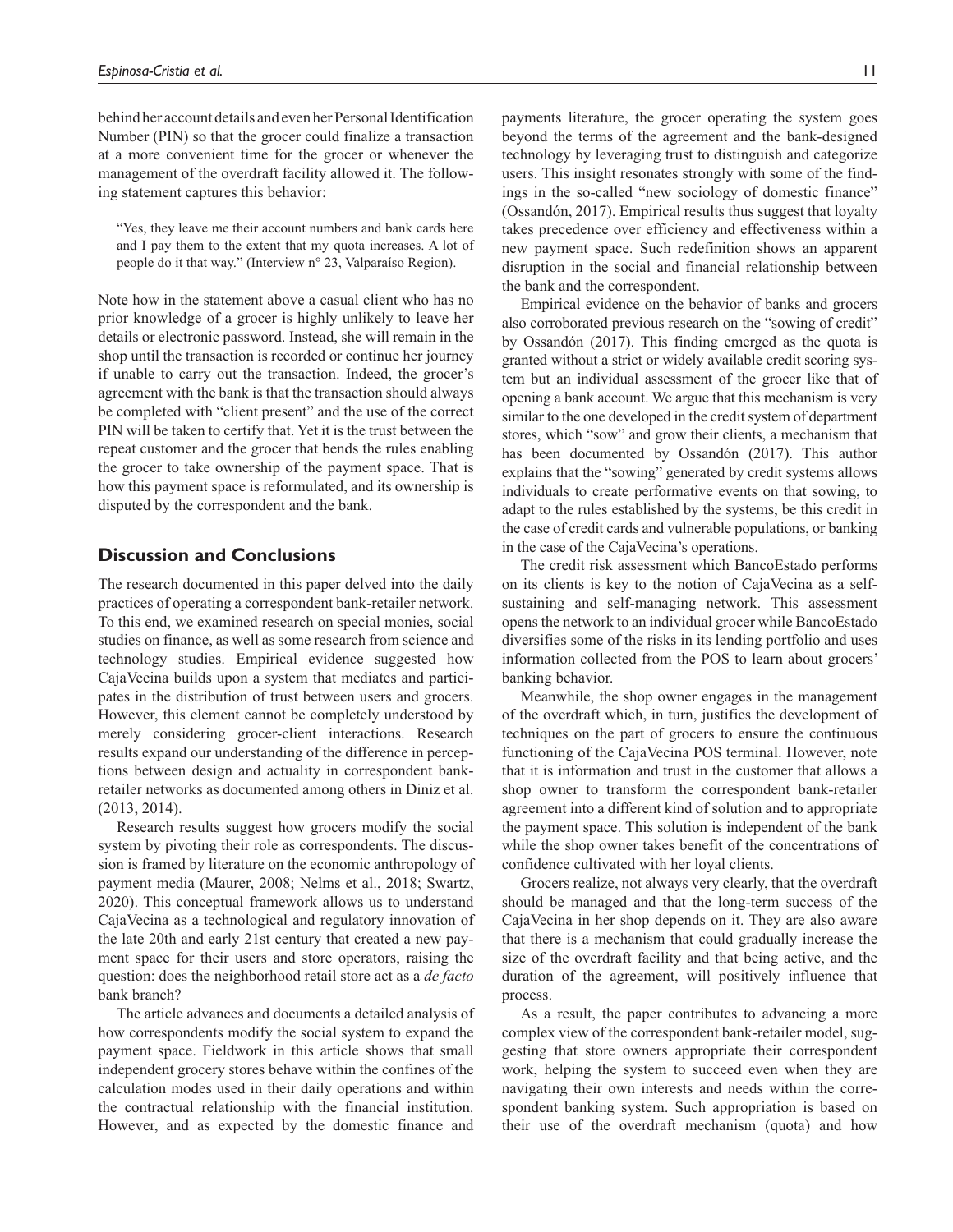behind her account details and even her Personal Identification Number (PIN) so that the grocer could finalize a transaction at a more convenient time for the grocer or whenever the management of the overdraft facility allowed it. The following statement captures this behavior:

> "Yes, they leave me their account numbers and bank cards here and I pay them to the extent that my quota increases. A lot of people do it that way." (Interview n° 23, Valparaíso Region).

Note how in the statement above a casual client who has no prior knowledge of a grocer is highly unlikely to leave her details or electronic password. Instead, she will remain in the shop until the transaction is recorded or continue her journey if unable to carry out the transaction. Indeed, the grocer's agreement with the bank is that the transaction should always be completed with "client present" and the use of the correct PIN will be taken to certify that. Yet it is the trust between the repeat customer and the grocer that bends the rules enabling the grocer to take ownership of the payment space. That is how this payment space is reformulated, and its ownership is disputed by the correspondent and the bank.

## Discussion and Conclusions

The research documented in this paper delved into the daily practices of operating a correspondent bank-retailer network. To this end, we examined research on special monies, social studies on finance, as well as some research from science and technology studies. Empirical evidence suggested how CajaVecina builds upon a system that mediates and participates in the distribution of trust between users and grocers. However, this element cannot be completely understood by merely considering grocer-client interactions. Research results expand our understanding of the difference in perceptions between design and actuality in correspondent bank-retailer networks as documented among others in Diniz et al. (2013, 2014).

Research results suggest how grocers modify the social system by pivoting their role as correspondents. The discussion is framed by literature on the economic anthropology of payment media (Maurer, 2008; Nelms et al., 2018; Swartz, 2020). This conceptual framework allows us to understand CajaVecina as a technological and regulatory innovation of the late 20th and early 21st century that created a new payment space for their users and store operators, raising the question: does the neighborhood retail store act as a *de facto* bank branch?

The article advances and documents a detailed analysis of how correspondents modify the social system to expand the payment space. Fieldwork in this article shows that small independent grocery stores behave within the confines of the calculation modes used in their daily operations and within the contractual relationship with the financial institution. However, and as expected by the domestic finance and payments literature, the grocer operating the system goes beyond the terms of the agreement and the bank-designed technology by leveraging trust to distinguish and categorize users. This insight resonates strongly with some of the findings in the so-called "new sociology of domestic finance" (Ossandón, 2017). Empirical results thus suggest that loyalty takes precedence over efficiency and effectiveness within a new payment space. Such redefinition shows an apparent disruption in the social and financial relationship between the bank and the correspondent.

Empirical evidence on the behavior of banks and grocers also corroborated previous research on the "sowing of credit" by Ossandón (2017). This finding emerged as the quota is granted without a strict or widely available credit scoring system but an individual assessment of the grocer like that of opening a bank account. We argue that this mechanism is very similar to the one developed in the credit system of department stores, which "sow" and grow their clients, a mechanism that has been documented by Ossandón (2017). This author explains that the "sowing" generated by credit systems allows individuals to create performative events on that sowing, to adapt to the rules established by the systems, be this credit in the case of credit cards and vulnerable populations, or banking in the case of the CajaVecina's operations.

The credit risk assessment which BancoEstado performs on its clients is key to the notion of CajaVecina as a self-sustaining and self-managing network. This assessment opens the network to an individual grocer while BancoEstado diversifies some of the risks in its lending portfolio and uses information collected from the POS to learn about grocers' banking behavior.

Meanwhile, the shop owner engages in the management of the overdraft which, in turn, justifies the development of techniques on the part of grocers to ensure the continuous functioning of the CajaVecina POS terminal. However, note that it is information and trust in the customer that allows a shop owner to transform the correspondent bank-retailer agreement into a different kind of solution and to appropriate the payment space. This solution is independent of the bank while the shop owner takes benefit of the concentrations of confidence cultivated with her loyal clients.

Grocers realize, not always very clearly, that the overdraft should be managed and that the long-term success of the CajaVecina in her shop depends on it. They are also aware that there is a mechanism that could gradually increase the size of the overdraft facility and that being active, and the duration of the agreement, will positively influence that process.

As a result, the paper contributes to advancing a more complex view of the correspondent bank-retailer model, suggesting that store owners appropriate their correspondent work, helping the system to succeed even when they are navigating their own interests and needs within the correspondent banking system. Such appropriation is based on their use of the overdraft mechanism (quota) and how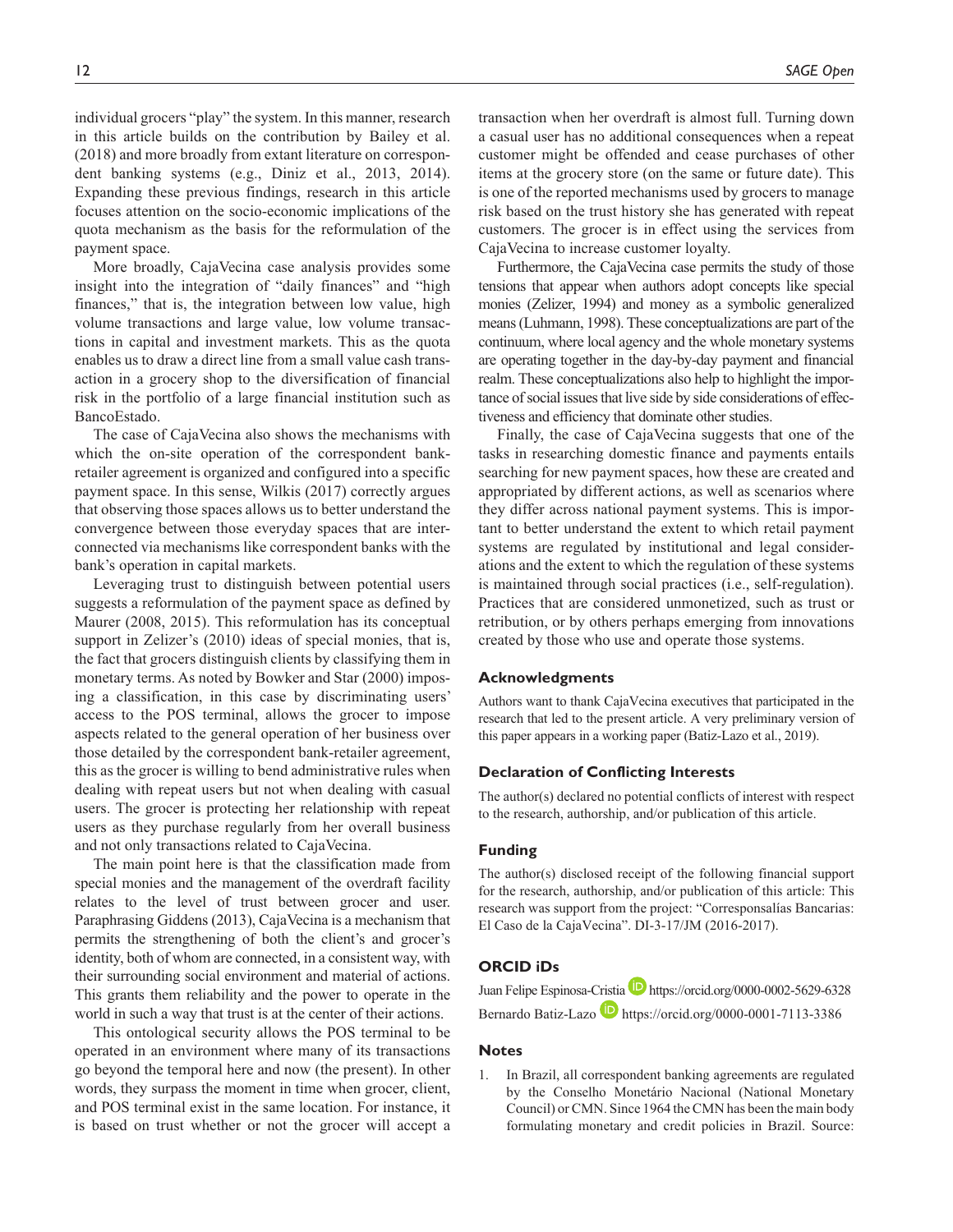individual grocers "play" the system. In this manner, research in this article builds on the contribution by Bailey et al. (2018) and more broadly from extant literature on correspondent banking systems (e.g., Diniz et al., 2013, 2014). Expanding these previous findings, research in this article focuses attention on the socio-economic implications of the quota mechanism as the basis for the reformulation of the payment space.

More broadly, CajaVecina case analysis provides some insight into the integration of "daily finances" and "high finances," that is, the integration between low value, high volume transactions and large value, low volume transactions in capital and investment markets. This as the quota enables us to draw a direct line from a small value cash transaction in a grocery shop to the diversification of financial risk in the portfolio of a large financial institution such as BancoEstado.

The case of CajaVecina also shows the mechanisms with which the on-site operation of the correspondent bank-retailer agreement is organized and configured into a specific payment space. In this sense, Wilkis (2017) correctly argues that observing those spaces allows us to better understand the convergence between those everyday spaces that are interconnected via mechanisms like correspondent banks with the bank's operation in capital markets.

Leveraging trust to distinguish between potential users suggests a reformulation of the payment space as defined by Maurer (2008, 2015). This reformulation has its conceptual support in Zelizer's (2010) ideas of special monies, that is, the fact that grocers distinguish clients by classifying them in monetary terms. As noted by Bowker and Star (2000) imposing a classification, in this case by discriminating users' access to the POS terminal, allows the grocer to impose aspects related to the general operation of her business over those detailed by the correspondent bank-retailer agreement, this as the grocer is willing to bend administrative rules when dealing with repeat users but not when dealing with casual users. The grocer is protecting her relationship with repeat users as they purchase regularly from her overall business and not only transactions related to CajaVecina.

The main point here is that the classification made from special monies and the management of the overdraft facility relates to the level of trust between grocer and user. Paraphrasing Giddens (2013), CajaVecina is a mechanism that permits the strengthening of both the client's and grocer's identity, both of whom are connected, in a consistent way, with their surrounding social environment and material of actions. This grants them reliability and the power to operate in the world in such a way that trust is at the center of their actions.

This ontological security allows the POS terminal to be operated in an environment where many of its transactions go beyond the temporal here and now (the present). In other words, they surpass the moment in time when grocer, client, and POS terminal exist in the same location. For instance, it is based on trust whether or not the grocer will accept a transaction when her overdraft is almost full. Turning down a casual user has no additional consequences when a repeat customer might be offended and cease purchases of other items at the grocery store (on the same or future date). This is one of the reported mechanisms used by grocers to manage risk based on the trust history she has generated with repeat customers. The grocer is in effect using the services from CajaVecina to increase customer loyalty.

Furthermore, the CajaVecina case permits the study of those tensions that appear when authors adopt concepts like special monies (Zelizer, 1994) and money as a symbolic generalized means (Luhmann, 1998). These conceptualizations are part of the continuum, where local agency and the whole monetary systems are operating together in the day-by-day payment and financial realm. These conceptualizations also help to highlight the importance of social issues that live side by side considerations of effectiveness and efficiency that dominate other studies.

Finally, the case of CajaVecina suggests that one of the tasks in researching domestic finance and payments entails searching for new payment spaces, how these are created and appropriated by different actions, as well as scenarios where they differ across national payment systems. This is important to better understand the extent to which retail payment systems are regulated by institutional and legal considerations and the extent to which the regulation of these systems is maintained through social practices (i.e., self-regulation). Practices that are considered unmonetized, such as trust or retribution, or by others perhaps emerging from innovations created by those who use and operate those systems.

## Acknowledgments

Authors want to thank CajaVecina executives that participated in the research that led to the present article. A very preliminary version of this paper appears in a working paper (Batiz-Lazo et al., 2019).

## Declaration of Conflicting Interests

The author(s) declared no potential conflicts of interest with respect to the research, authorship, and/or publication of this article.

## Funding

The author(s) disclosed receipt of the following financial support for the research, authorship, and/or publication of this article: This research was support from the project: "Corresponsalías Bancarias: El Caso de la CajaVecina". DI-3-17/JM (2016-2017).

## ORCID iDs

Juan Felipe Espinosa-Cristia https://orcid.org/0000-0002-5629-6328
Bernardo Batiz-Lazo https://orcid.org/0000-0001-7113-3386

## Notes

1. In Brazil, all correspondent banking agreements are regulated by the Conselho Monetário Nacional (National Monetary Council) or CMN. Since 1964 the CMN has been the main body formulating monetary and credit policies in Brazil. Source: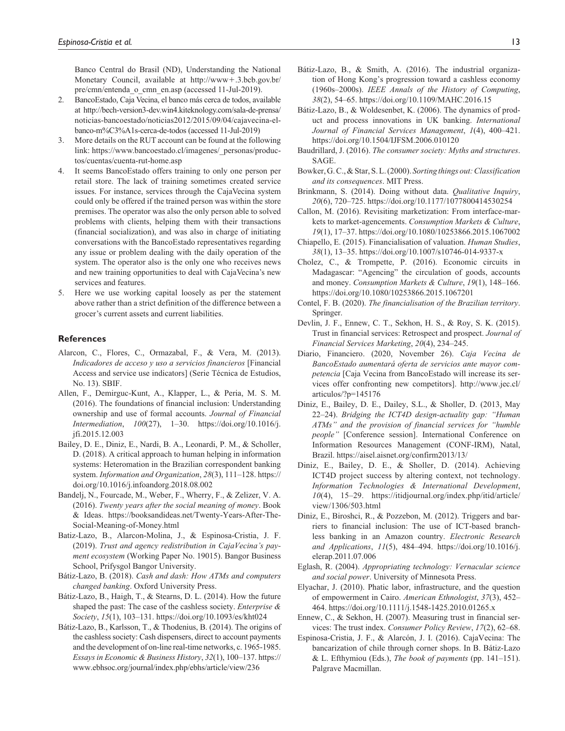Banco Central do Brasil (ND), Understanding the National Monetary Council, available at http://www+.3.bcb.gov.br/pre/cmn/entenda_o_cmn_en.asp (accessed 11-Jul-2019).

2. BancoEstado, Caja Vecina, el banco más cerca de todos, available at http://bech-version3-dev.win4.kiteknology.com/sala-de-prensa/noticias-bancoestado/noticias2012/2015/09/04/cajavecina-el-banco-m%C3%A1s-cerca-de-todos (accessed 11-Jul-2019)
3. More details on the RUT account can be found at the following link: https://www.bancoestado.cl/imagenes/_personas/productos/cuentas/cuenta-rut-home.asp
4. It seems BancoEstado offers training to only one person per retail store. The lack of training sometimes created service issues. For instance, services through the CajaVecina system could only be offered if the trained person was within the store premises. The operator was also the only person able to solved problems with clients, helping them with their transactions (financial socialization), and was also in charge of initiating conversations with the BancoEstado representatives regarding any issue or problem dealing with the daily operation of the system. The operator also is the only one who receives news and new training opportunities to deal with CajaVecina's new services and features.
5. Here we use working capital loosely as per the statement above rather than a strict definition of the difference between a grocer's current assets and current liabilities.

## References

Alarcon, C., Flores, C., Ormazabal, F., & Vera, M. (2013). *Indicadores de acceso y uso a servicios financieros* [Financial Access and service use indicators] (Serie Técnica de Estudios, No. 13). SBIF.

Allen, F., Demirguc-Kunt, A., Klapper, L., & Peria, M. S. M. (2016). The foundations of financial inclusion: Understanding ownership and use of formal accounts. *Journal of Financial Intermediation*, *100*(27), 1–30. https://doi.org/10.1016/j.jfi.2015.12.003

Bailey, D. E., Diniz, E., Nardi, B. A., Leonardi, P. M., & Scholler, D. (2018). A critical approach to human helping in information systems: Heteromation in the Brazilian correspondent banking system. *Information and Organization*, *28*(3), 111–128. https://doi.org/10.1016/j.infoandorg.2018.08.002

Bandelj, N., Fourcade, M., Weber, F., Wherry, F., & Zelizer, V. A. (2016). *Twenty years after the social meaning of money*. Book & Ideas. https://booksandideas.net/Twenty-Years-After-The-Social-Meaning-of-Money.html

Batiz-Lazo, B., Alarcon-Molina, J., & Espinosa-Cristia, J. F. (2019). *Trust and agency redistribution in CajaVecina's payment ecosystem* (Working Paper No. 19015). Bangor Business School, Prifysgol Bangor University.

Bátiz-Lazo, B. (2018). *Cash and dash: How ATMs and computers changed banking*. Oxford University Press.

Bátiz-Lazo, B., Haigh, T., & Stearns, D. L. (2014). How the future shaped the past: The case of the cashless society. *Enterprise & Society*, *15*(1), 103–131. https://doi.org/10.1093/es/kht024

Bátiz-Lazo, B., Karlsson, T., & Thodenius, B. (2014). The origins of the cashless society: Cash dispensers, direct to account payments and the development of on-line real-time networks, c. 1965-1985. *Essays in Economic & Business History*, *32*(1), 100–137. https://www.ebhsoc.org/journal/index.php/ebhs/article/view/236

Bátiz-Lazo, B., & Smith, A. (2016). The industrial organization of Hong Kong's progression toward a cashless economy (1960s–2000s). *IEEE Annals of the History of Computing*, *38*(2), 54–65. https://doi.org/10.1109/MAHC.2016.15

Bátiz-Lazo, B., & Woldesenbet, K. (2006). The dynamics of product and process innovations in UK banking. *International Journal of Financial Services Management*, *1*(4), 400–421. https://doi.org/10.1504/IJFSM.2006.010120

Baudrillard, J. (2016). *The consumer society: Myths and structures*. SAGE.

Bowker, G. C., & Star, S. L. (2000). *Sorting things out: Classification and its consequences*. MIT Press.

Brinkmann, S. (2014). Doing without data. *Qualitative Inquiry*, *20*(6), 720–725. https://doi.org/10.1177/1077800414530254

Callon, M. (2016). Revisiting marketization: From interface-markets to market-agencements. *Consumption Markets & Culture*, *19*(1), 17–37. https://doi.org/10.1080/10253866.2015.1067002

Chiapello, E. (2015). Financialisation of valuation. *Human Studies*, *38*(1), 13–35. https://doi.org/10.1007/s10746-014-9337-x

Cholez, C., & Trompette, P. (2016). Economic circuits in Madagascar: "Agencing" the circulation of goods, accounts and money. *Consumption Markets & Culture*, *19*(1), 148–166. https://doi.org/10.1080/10253866.2015.1067201

Contel, F. B. (2020). *The financialisation of the Brazilian territory*. Springer.

Devlin, J. F., Ennew, C. T., Sekhon, H. S., & Roy, S. K. (2015). Trust in financial services: Retrospect and prospect. *Journal of Financial Services Marketing*, *20*(4), 234–245.

Diario, Financiero. (2020, November 26). *Caja Vecina de BancoEstado aumentará oferta de servicios ante mayor competencia* [Caja Vecina from BancoEstado will increase its services offer confronting new competitors]. http://www.jec.cl/articulos/?p=145176

Diniz, E., Bailey, D. E., Dailey, S.L., & Sholler, D. (2013, May 22–24). *Bridging the ICT4D design-actuality gap: "Human ATMs" and the provision of financial services for "humble people"* [Conference session]. International Conference on Information Resources Management (CONF-IRM), Natal, Brazil. https://aisel.aisnet.org/confirm2013/13/

Diniz, E., Bailey, D. E., & Sholler, D. (2014). Achieving ICT4D project success by altering context, not technology. *Information Technologies & International Development*, *10*(4), 15–29. https://itidjournal.org/index.php/itid/article/view/1306/503.html

Diniz, E., Biroshci, R., & Pozzebon, M. (2012). Triggers and barriers to financial inclusion: The use of ICT-based branchless banking in an Amazon country. *Electronic Research and Applications*, *11*(5), 484–494. https://doi.org/10.1016/j.elerap.2011.07.006

Eglash, R. (2004). *Appropriating technology: Vernacular science and social power*. University of Minnesota Press.

Elyachar, J. (2010). Phatic labor, infrastructure, and the question of empowerment in Cairo. *American Ethnologist*, *37*(3), 452–464. https://doi.org/10.1111/j.1548-1425.2010.01265.x

Ennew, C., & Sekhon, H. (2007). Measuring trust in financial services: The trust index. *Consumer Policy Review*, *17*(2), 62–68.

Espinosa-Cristia, J. F., & Alarcón, J. I. (2016). CajaVecina: The bancarization of chile through corner shops. In B. Bátiz-Lazo & L. Efthymiou (Eds.), *The book of payments* (pp. 141–151). Palgrave Macmillan.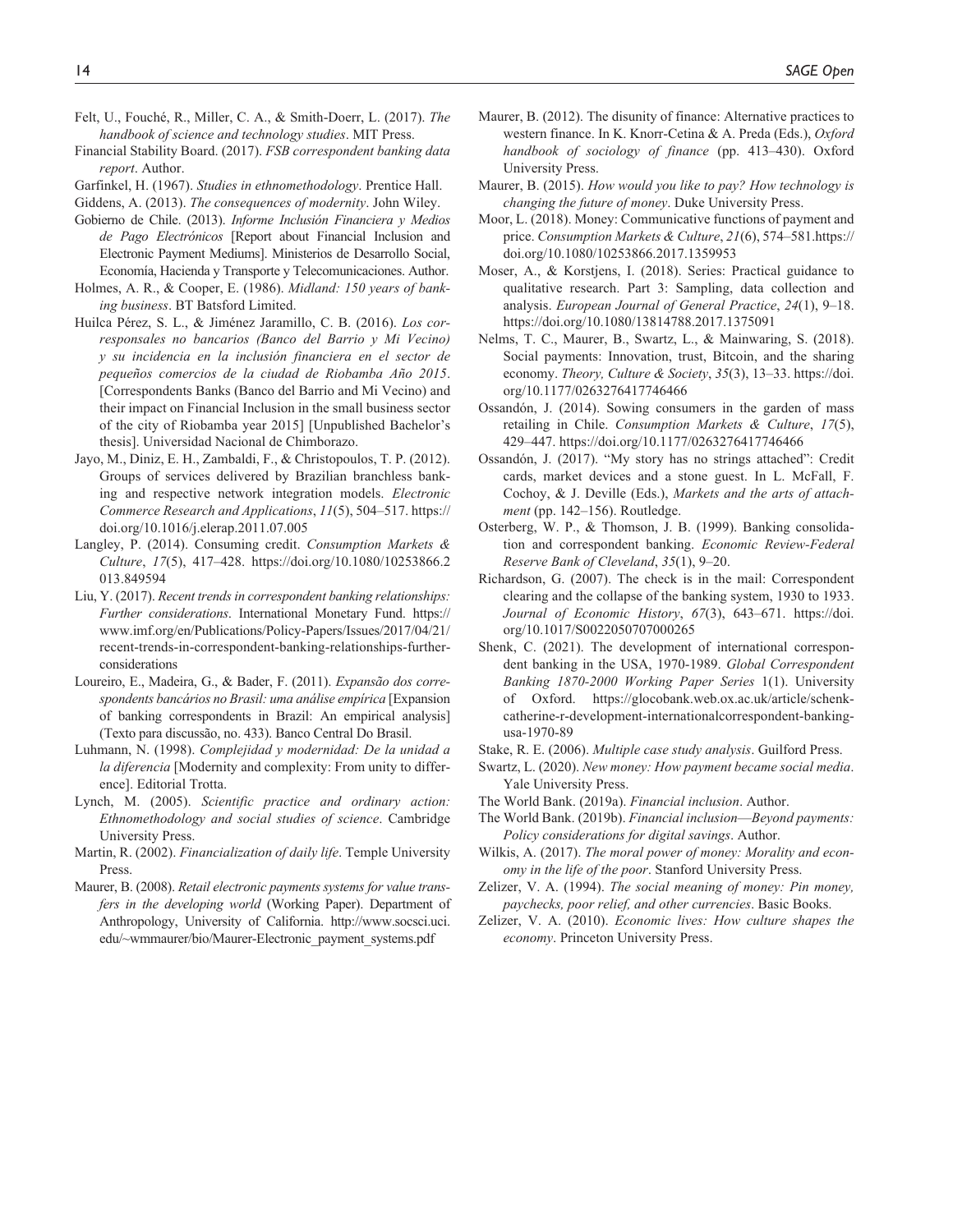Felt, U., Fouché, R., Miller, C. A., & Smith-Doerr, L. (2017). *The handbook of science and technology studies*. MIT Press.

Financial Stability Board. (2017). *FSB correspondent banking data report*. Author.

Garfinkel, H. (1967). *Studies in ethnomethodology*. Prentice Hall.

Giddens, A. (2013). *The consequences of modernity*. John Wiley.

Gobierno de Chile. (2013). *Informe Inclusión Financiera y Medios de Pago Electrónicos* [Report about Financial Inclusion and Electronic Payment Mediums]. Ministerios de Desarrollo Social, Economía, Hacienda y Transporte y Telecomunicaciones. Author.

Holmes, A. R., & Cooper, E. (1986). *Midland: 150 years of banking business*. BT Batsford Limited.

Huilca Pérez, S. L., & Jiménez Jaramillo, C. B. (2016). *Los corresponsales no bancarios (Banco del Barrio y Mi Vecino) y su incidencia en la inclusión financiera en el sector de pequeños comercios de la ciudad de Riobamba Año 2015*. [Correspondents Banks (Banco del Barrio and Mi Vecino) and their impact on Financial Inclusion in the small business sector of the city of Riobamba year 2015] [Unpublished Bachelor's thesis]. Universidad Nacional de Chimborazo.

Jayo, M., Diniz, E. H., Zambaldi, F., & Christopoulos, T. P. (2012). Groups of services delivered by Brazilian branchless banking and respective network integration models. *Electronic Commerce Research and Applications*, *11*(5), 504–517. https://doi.org/10.1016/j.elerap.2011.07.005

Langley, P. (2014). Consuming credit. *Consumption Markets & Culture*, *17*(5), 417–428. https://doi.org/10.1080/10253866.2013.849594

Liu, Y. (2017). *Recent trends in correspondent banking relationships: Further considerations*. International Monetary Fund. https://www.imf.org/en/Publications/Policy-Papers/Issues/2017/04/21/recent-trends-in-correspondent-banking-relationships-further-considerations

Loureiro, E., Madeira, G., & Bader, F. (2011). *Expansão dos correspondents bancários no Brasil: uma análise empírica* [Expansion of banking correspondents in Brazil: An empirical analysis] (Texto para discussão, no. 433). Banco Central Do Brasil.

Luhmann, N. (1998). *Complejidad y modernidad: De la unidad a la diferencia* [Modernity and complexity: From unity to difference]. Editorial Trotta.

Lynch, M. (2005). *Scientific practice and ordinary action: Ethnomethodology and social studies of science*. Cambridge University Press.

Martin, R. (2002). *Financialization of daily life*. Temple University Press.

Maurer, B. (2008). *Retail electronic payments systems for value transfers in the developing world* (Working Paper). Department of Anthropology, University of California. http://www.socsci.uci.edu/~wmmaurer/bio/Maurer-Electronic_payment_systems.pdf

Maurer, B. (2012). The disunity of finance: Alternative practices to western finance. In K. Knorr-Cetina & A. Preda (Eds.), *Oxford handbook of sociology of finance* (pp. 413–430). Oxford University Press.

Maurer, B. (2015). *How would you like to pay? How technology is changing the future of money*. Duke University Press.

Moor, L. (2018). Money: Communicative functions of payment and price. *Consumption Markets & Culture*, *21*(6), 574–581.https://doi.org/10.1080/10253866.2017.1359953

Moser, A., & Korstjens, I. (2018). Series: Practical guidance to qualitative research. Part 3: Sampling, data collection and analysis. *European Journal of General Practice*, *24*(1), 9–18. https://doi.org/10.1080/13814788.2017.1375091

Nelms, T. C., Maurer, B., Swartz, L., & Mainwaring, S. (2018). Social payments: Innovation, trust, Bitcoin, and the sharing economy. *Theory, Culture & Society*, *35*(3), 13–33. https://doi.org/10.1177/0263276417746466

Ossandón, J. (2014). Sowing consumers in the garden of mass retailing in Chile. *Consumption Markets & Culture*, *17*(5), 429–447. https://doi.org/10.1177/0263276417746466

Ossandón, J. (2017). "My story has no strings attached": Credit cards, market devices and a stone guest. In L. McFall, F. Cochoy, & J. Deville (Eds.), *Markets and the arts of attachment* (pp. 142–156). Routledge.

Osterberg, W. P., & Thomson, J. B. (1999). Banking consolidation and correspondent banking. *Economic Review-Federal Reserve Bank of Cleveland*, *35*(1), 9–20.

Richardson, G. (2007). The check is in the mail: Correspondent clearing and the collapse of the banking system, 1930 to 1933. *Journal of Economic History*, *67*(3), 643–671. https://doi.org/10.1017/S0022050707000265

Shenk, C. (2021). The development of international correspondent banking in the USA, 1970-1989. *Global Correspondent Banking 1870-2000 Working Paper Series* 1(1). University of Oxford. https://glocobank.web.ox.ac.uk/article/schenk-catherine-r-development-internationalcorrespondent-banking-usa-1970-89

Stake, R. E. (2006). *Multiple case study analysis*. Guilford Press.

Swartz, L. (2020). *New money: How payment became social media*. Yale University Press.

The World Bank. (2019a). *Financial inclusion*. Author.

The World Bank. (2019b). *Financial inclusion—Beyond payments: Policy considerations for digital savings*. Author.

Wilkis, A. (2017). *The moral power of money: Morality and economy in the life of the poor*. Stanford University Press.

Zelizer, V. A. (1994). *The social meaning of money: Pin money, paychecks, poor relief, and other currencies*. Basic Books.

Zelizer, V. A. (2010). *Economic lives: How culture shapes the economy*. Princeton University Press.